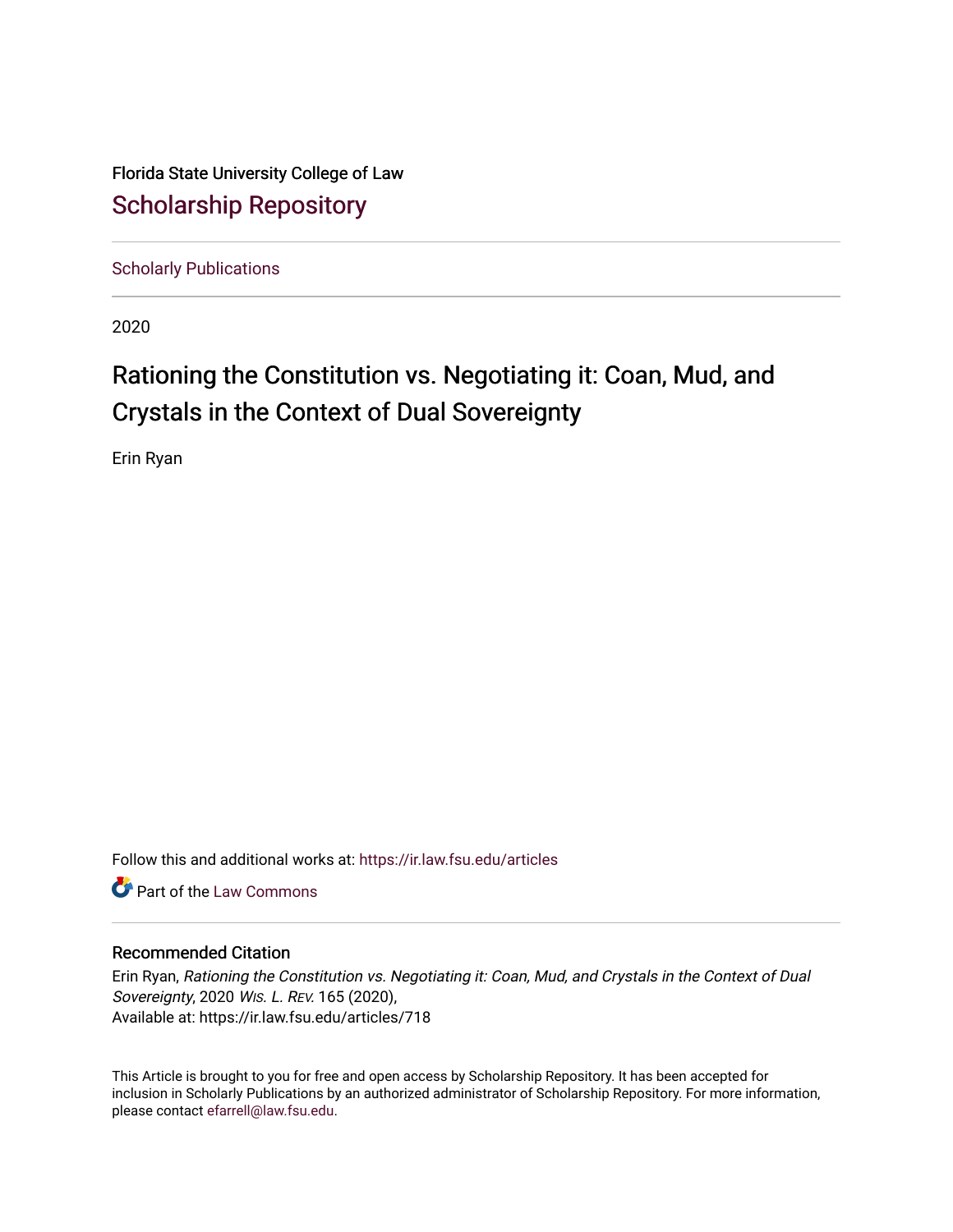Florida State University College of Law

# Scholarship Repository

Scholarly Publications

2020

## Rationing the Constitution vs. Negotiating it: Coan, Mud, and Crystals in the Context of Dual Sovereignty

Erin Ryan

Follow this and additional works at: https://ir.law.fsu.edu/articles

Part of the Law Commons

### Recommended Citation

Erin Ryan, *Rationing the Constitution vs. Negotiating it: Coan, Mud, and Crystals in the Context of Dual Sovereignty*, 2020 *Wis. L. Rev.* 165 (2020),
Available at: https://ir.law.fsu.edu/articles/718

This Article is brought to you for free and open access by Scholarship Repository. It has been accepted for inclusion in Scholarly Publications by an authorized administrator of Scholarship Repository. For more information, please contact efarrell@law.fsu.edu.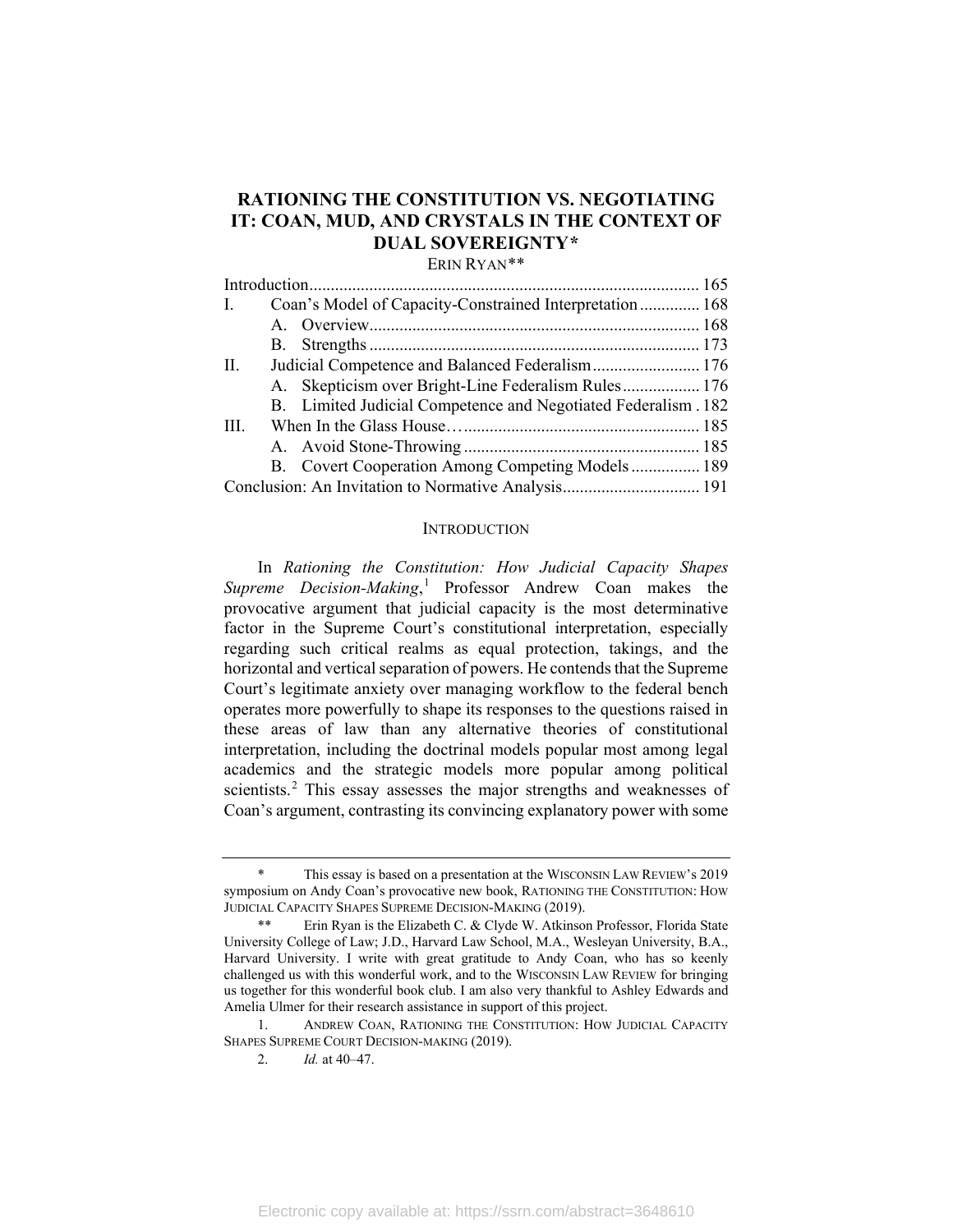# RATIONING THE CONSTITUTION VS. NEGOTIATING IT: COAN, MUD, AND CRYSTALS IN THE CONTEXT OF DUAL SOVEREIGNTY*

ERIN RYAN**

| | | |
|---|---|---|
| Introduction | | 165 |
| I. | Coan's Model of Capacity-Constrained Interpretation | 168 |
| | A. Overview | 168 |
| | B. Strengths | 173 |
| II. | Judicial Competence and Balanced Federalism | 176 |
| | A. Skepticism over Bright-Line Federalism Rules | 176 |
| | B. Limited Judicial Competence and Negotiated Federalism | 182 |
| III. | When In the Glass House… | 185 |
| | A. Avoid Stone-Throwing | 185 |
| | B. Covert Cooperation Among Competing Models | 189 |
| Conclusion: An Invitation to Normative Analysis | | 191 |

## INTRODUCTION

In *Rationing the Constitution: How Judicial Capacity Shapes Supreme Decision-Making*,[1] Professor Andrew Coan makes the provocative argument that judicial capacity is the most determinative factor in the Supreme Court's constitutional interpretation, especially regarding such critical realms as equal protection, takings, and the horizontal and vertical separation of powers. He contends that the Supreme Court's legitimate anxiety over managing workflow to the federal bench operates more powerfully to shape its responses to the questions raised in these areas of law than any alternative theories of constitutional interpretation, including the doctrinal models popular most among legal academics and the strategic models more popular among political scientists.[2] This essay assesses the major strengths and weaknesses of Coan's argument, contrasting its convincing explanatory power with some

---

\* This essay is based on a presentation at the WISCONSIN LAW REVIEW's 2019 symposium on Andy Coan's provocative new book, RATIONING THE CONSTITUTION: HOW JUDICIAL CAPACITY SHAPES SUPREME DECISION-MAKING (2019).

\*\* Erin Ryan is the Elizabeth C. & Clyde W. Atkinson Professor, Florida State University College of Law; J.D., Harvard Law School, M.A., Wesleyan University, B.A., Harvard University. I write with great gratitude to Andy Coan, who has so keenly challenged us with this wonderful work, and to the WISCONSIN LAW REVIEW for bringing us together for this wonderful book club. I am also very thankful to Ashley Edwards and Amelia Ulmer for their research assistance in support of this project.

1. ANDREW COAN, RATIONING THE CONSTITUTION: HOW JUDICIAL CAPACITY SHAPES SUPREME COURT DECISION-MAKING (2019).

2. *Id.* at 40–47.

Electronic copy available at: https://ssrn.com/abstract=3648610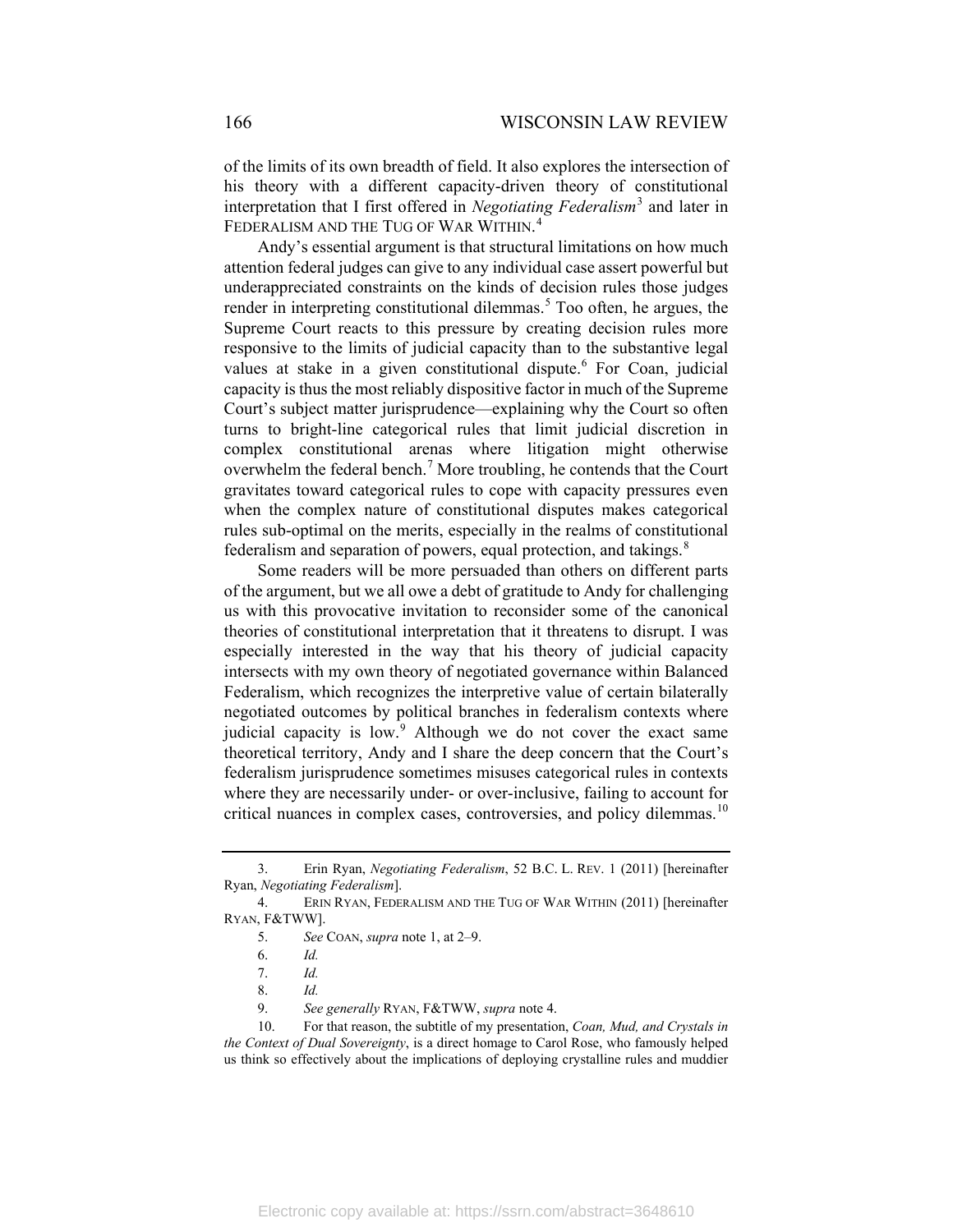of the limits of its own breadth of field. It also explores the intersection of his theory with a different capacity-driven theory of constitutional interpretation that I first offered in *Negotiating Federalism*[3] and later in FEDERALISM AND THE TUG OF WAR WITHIN.[4]

Andy's essential argument is that structural limitations on how much attention federal judges can give to any individual case assert powerful but underappreciated constraints on the kinds of decision rules those judges render in interpreting constitutional dilemmas.[5] Too often, he argues, the Supreme Court reacts to this pressure by creating decision rules more responsive to the limits of judicial capacity than to the substantive legal values at stake in a given constitutional dispute.[6] For Coan, judicial capacity is thus the most reliably dispositive factor in much of the Supreme Court's subject matter jurisprudence—explaining why the Court so often turns to bright-line categorical rules that limit judicial discretion in complex constitutional arenas where litigation might otherwise overwhelm the federal bench.[7] More troubling, he contends that the Court gravitates toward categorical rules to cope with capacity pressures even when the complex nature of constitutional disputes makes categorical rules sub-optimal on the merits, especially in the realms of constitutional federalism and separation of powers, equal protection, and takings.[8]

Some readers will be more persuaded than others on different parts of the argument, but we all owe a debt of gratitude to Andy for challenging us with this provocative invitation to reconsider some of the canonical theories of constitutional interpretation that it threatens to disrupt. I was especially interested in the way that his theory of judicial capacity intersects with my own theory of negotiated governance within Balanced Federalism, which recognizes the interpretive value of certain bilaterally negotiated outcomes by political branches in federalism contexts where judicial capacity is low.[9] Although we do not cover the exact same theoretical territory, Andy and I share the deep concern that the Court's federalism jurisprudence sometimes misuses categorical rules in contexts where they are necessarily under- or over-inclusive, failing to account for critical nuances in complex cases, controversies, and policy dilemmas.[10]

---

3. Erin Ryan, *Negotiating Federalism*, 52 B.C. L. REV. 1 (2011) [hereinafter Ryan, *Negotiating Federalism*].

4. ERIN RYAN, FEDERALISM AND THE TUG OF WAR WITHIN (2011) [hereinafter RYAN, F&TWW].

5. *See* COAN, *supra* note 1, at 2–9.

6. *Id.*

7. *Id.*

8. *Id.*

9. *See generally* RYAN, F&TWW, *supra* note 4.

10. For that reason, the subtitle of my presentation, *Coan, Mud, and Crystals in the Context of Dual Sovereignty*, is a direct homage to Carol Rose, who famously helped us think so effectively about the implications of deploying crystalline rules and muddier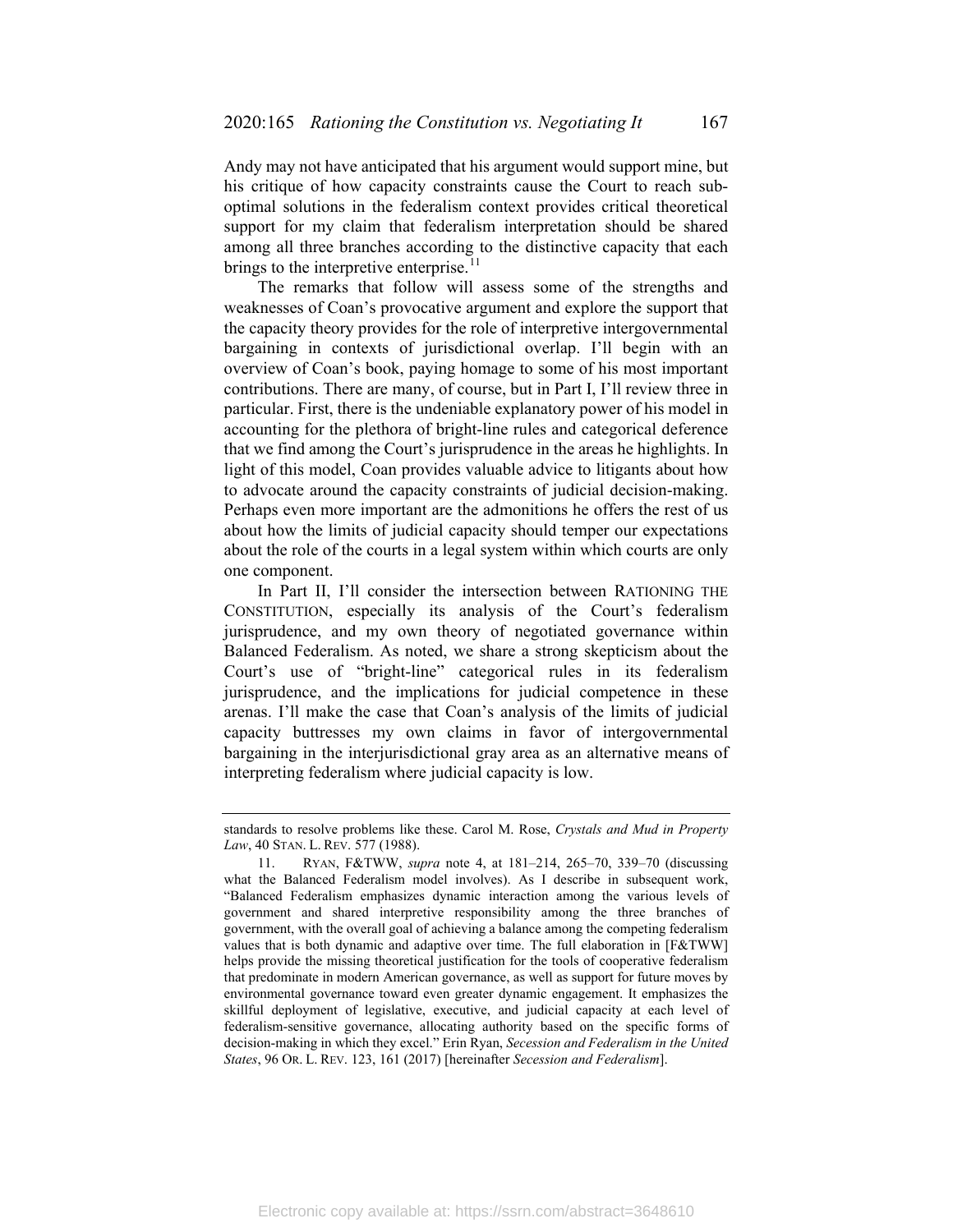Andy may not have anticipated that his argument would support mine, but his critique of how capacity constraints cause the Court to reach sub-optimal solutions in the federalism context provides critical theoretical support for my claim that federalism interpretation should be shared among all three branches according to the distinctive capacity that each brings to the interpretive enterprise.[11]

The remarks that follow will assess some of the strengths and weaknesses of Coan's provocative argument and explore the support that the capacity theory provides for the role of interpretive intergovernmental bargaining in contexts of jurisdictional overlap. I'll begin with an overview of Coan's book, paying homage to some of his most important contributions. There are many, of course, but in Part I, I'll review three in particular. First, there is the undeniable explanatory power of his model in accounting for the plethora of bright-line rules and categorical deference that we find among the Court's jurisprudence in the areas he highlights. In light of this model, Coan provides valuable advice to litigants about how to advocate around the capacity constraints of judicial decision-making. Perhaps even more important are the admonitions he offers the rest of us about how the limits of judicial capacity should temper our expectations about the role of the courts in a legal system within which courts are only one component.

In Part II, I'll consider the intersection between RATIONING THE CONSTITUTION, especially its analysis of the Court's federalism jurisprudence, and my own theory of negotiated governance within Balanced Federalism. As noted, we share a strong skepticism about the Court's use of "bright-line" categorical rules in its federalism jurisprudence, and the implications for judicial competence in these arenas. I'll make the case that Coan's analysis of the limits of judicial capacity buttresses my own claims in favor of intergovernmental bargaining in the interjurisdictional gray area as an alternative means of interpreting federalism where judicial capacity is low.

---

standards to resolve problems like these. Carol M. Rose, *Crystals and Mud in Property Law*, 40 STAN. L. REV. 577 (1988).

11. RYAN, F&TWW, *supra* note 4, at 181–214, 265–70, 339–70 (discussing what the Balanced Federalism model involves). As I describe in subsequent work, "Balanced Federalism emphasizes dynamic interaction among the various levels of government and shared interpretive responsibility among the three branches of government, with the overall goal of achieving a balance among the competing federalism values that is both dynamic and adaptive over time. The full elaboration in [F&TWW] helps provide the missing theoretical justification for the tools of cooperative federalism that predominate in modern American governance, as well as support for future moves by environmental governance toward even greater dynamic engagement. It emphasizes the skillful deployment of legislative, executive, and judicial capacity at each level of federalism-sensitive governance, allocating authority based on the specific forms of decision-making in which they excel." Erin Ryan, *Secession and Federalism in the United States*, 96 OR. L. REV. 123, 161 (2017) [hereinafter *Secession and Federalism*].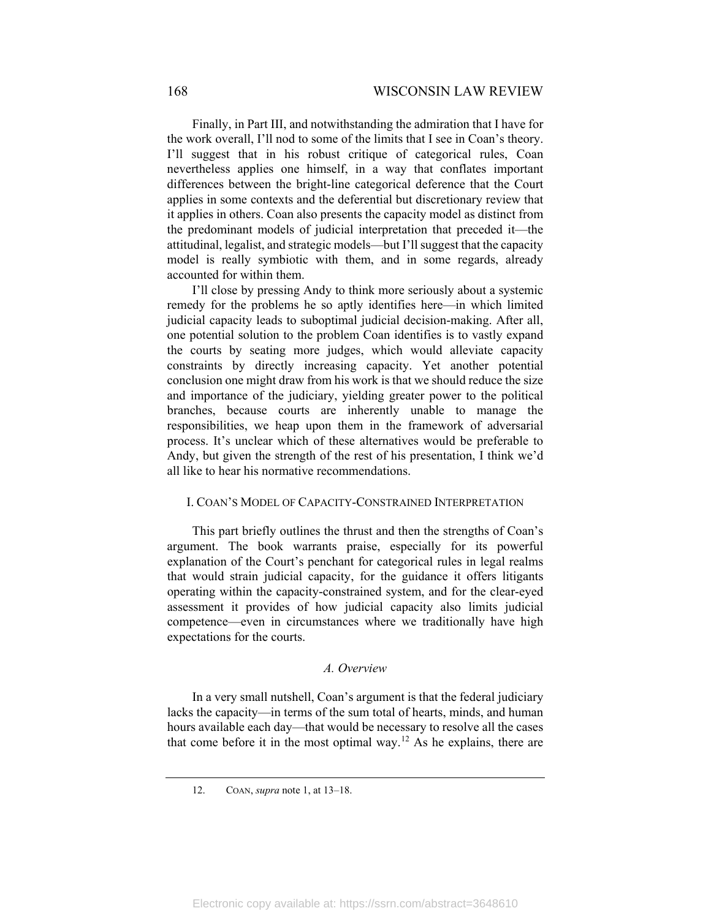Finally, in Part III, and notwithstanding the admiration that I have for the work overall, I'll nod to some of the limits that I see in Coan's theory. I'll suggest that in his robust critique of categorical rules, Coan nevertheless applies one himself, in a way that conflates important differences between the bright-line categorical deference that the Court applies in some contexts and the deferential but discretionary review that it applies in others. Coan also presents the capacity model as distinct from the predominant models of judicial interpretation that preceded it—the attitudinal, legalist, and strategic models—but I'll suggest that the capacity model is really symbiotic with them, and in some regards, already accounted for within them.

I'll close by pressing Andy to think more seriously about a systemic remedy for the problems he so aptly identifies here—in which limited judicial capacity leads to suboptimal judicial decision-making. After all, one potential solution to the problem Coan identifies is to vastly expand the courts by seating more judges, which would alleviate capacity constraints by directly increasing capacity. Yet another potential conclusion one might draw from his work is that we should reduce the size and importance of the judiciary, yielding greater power to the political branches, because courts are inherently unable to manage the responsibilities, we heap upon them in the framework of adversarial process. It's unclear which of these alternatives would be preferable to Andy, but given the strength of the rest of his presentation, I think we'd all like to hear his normative recommendations.

## I. Coan's Model of Capacity-Constrained Interpretation

This part briefly outlines the thrust and then the strengths of Coan's argument. The book warrants praise, especially for its powerful explanation of the Court's penchant for categorical rules in legal realms that would strain judicial capacity, for the guidance it offers litigants operating within the capacity-constrained system, and for the clear-eyed assessment it provides of how judicial capacity also limits judicial competence—even in circumstances where we traditionally have high expectations for the courts.

### *A. Overview*

In a very small nutshell, Coan's argument is that the federal judiciary lacks the capacity—in terms of the sum total of hearts, minds, and human hours available each day—that would be necessary to resolve all the cases that come before it in the most optimal way.[12] As he explains, there are

---

12. Coan, *supra* note 1, at 13–18.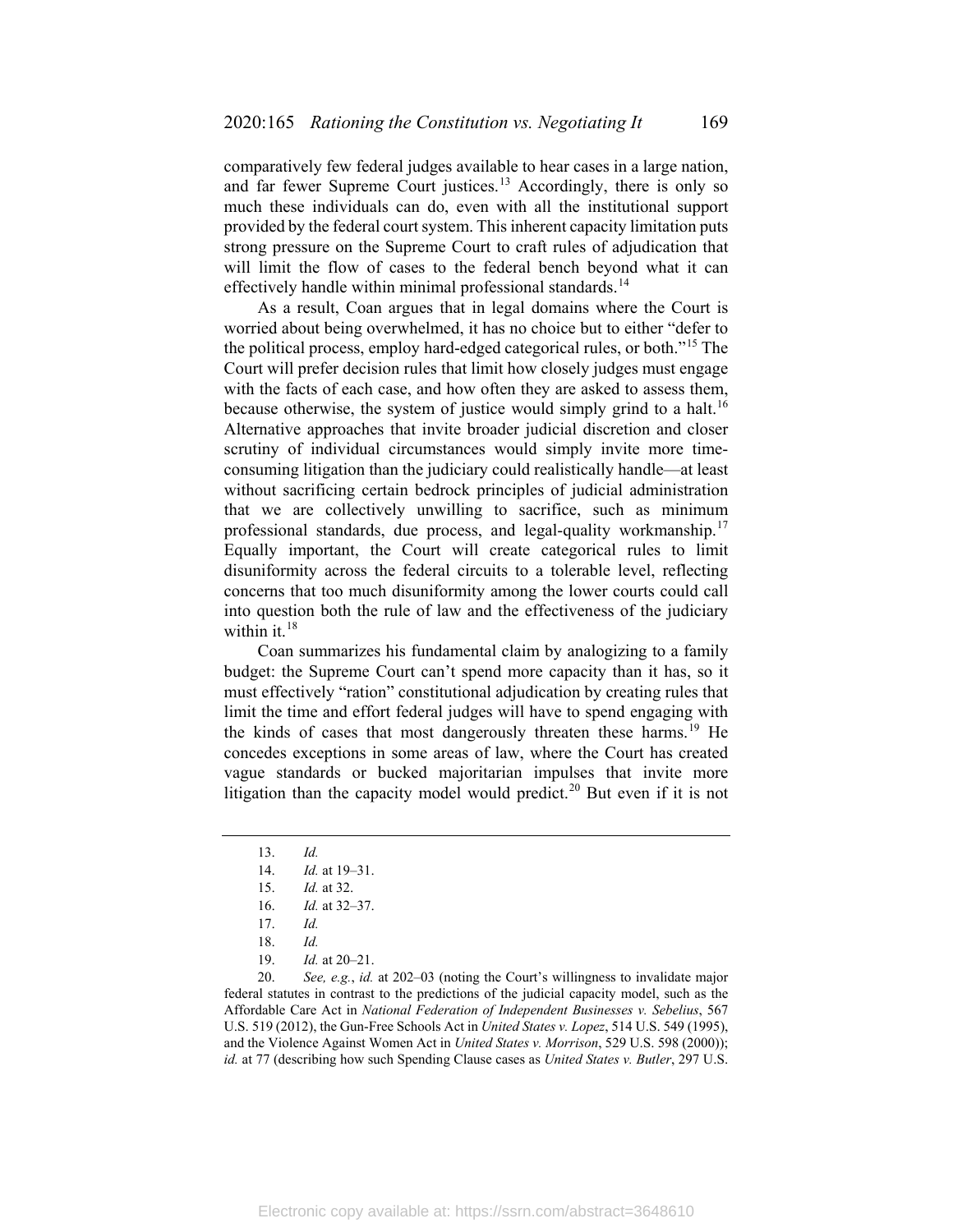comparatively few federal judges available to hear cases in a large nation, and far fewer Supreme Court justices.[13] Accordingly, there is only so much these individuals can do, even with all the institutional support provided by the federal court system. This inherent capacity limitation puts strong pressure on the Supreme Court to craft rules of adjudication that will limit the flow of cases to the federal bench beyond what it can effectively handle within minimal professional standards.[14]

As a result, Coan argues that in legal domains where the Court is worried about being overwhelmed, it has no choice but to either "defer to the political process, employ hard-edged categorical rules, or both."[15] The Court will prefer decision rules that limit how closely judges must engage with the facts of each case, and how often they are asked to assess them, because otherwise, the system of justice would simply grind to a halt.[16] Alternative approaches that invite broader judicial discretion and closer scrutiny of individual circumstances would simply invite more time-consuming litigation than the judiciary could realistically handle—at least without sacrificing certain bedrock principles of judicial administration that we are collectively unwilling to sacrifice, such as minimum professional standards, due process, and legal-quality workmanship.[17] Equally important, the Court will create categorical rules to limit disuniformity across the federal circuits to a tolerable level, reflecting concerns that too much disuniformity among the lower courts could call into question both the rule of law and the effectiveness of the judiciary within it.[18]

Coan summarizes his fundamental claim by analogizing to a family budget: the Supreme Court can't spend more capacity than it has, so it must effectively "ration" constitutional adjudication by creating rules that limit the time and effort federal judges will have to spend engaging with the kinds of cases that most dangerously threaten these harms.[19] He concedes exceptions in some areas of law, where the Court has created vague standards or bucked majoritarian impulses that invite more litigation than the capacity model would predict.[20] But even if it is not

---

13. *Id.*
14. *Id.* at 19–31.
15. *Id.* at 32.
16. *Id.* at 32–37.
17. *Id.*
18. *Id.*
19. *Id.* at 20–21.
20. *See, e.g.*, *id.* at 202–03 (noting the Court's willingness to invalidate major federal statutes in contrast to the predictions of the judicial capacity model, such as the Affordable Care Act in *National Federation of Independent Businesses v. Sebelius*, 567 U.S. 519 (2012), the Gun-Free Schools Act in *United States v. Lopez*, 514 U.S. 549 (1995), and the Violence Against Women Act in *United States v. Morrison*, 529 U.S. 598 (2000)); *id.* at 77 (describing how such Spending Clause cases as *United States v. Butler*, 297 U.S.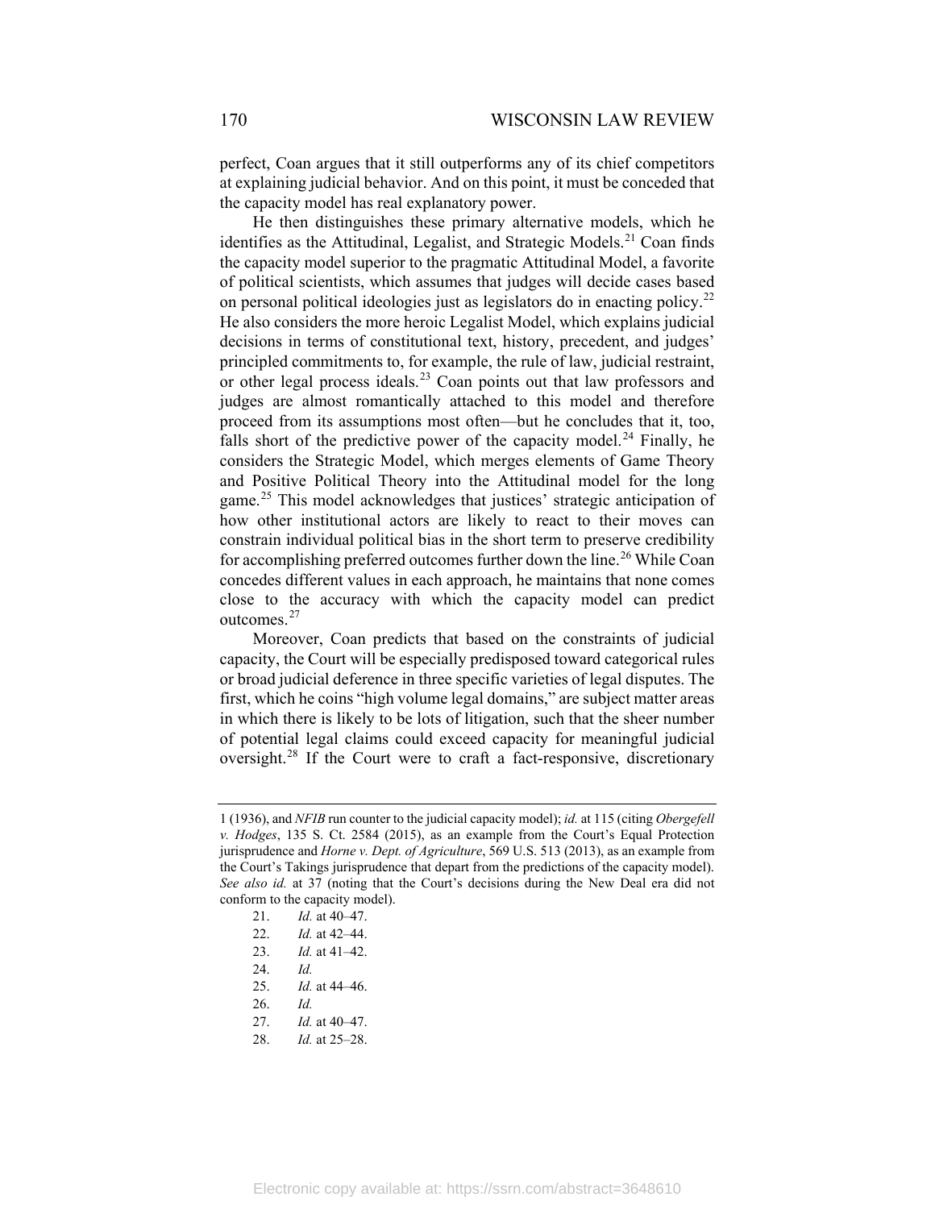perfect, Coan argues that it still outperforms any of its chief competitors at explaining judicial behavior. And on this point, it must be conceded that the capacity model has real explanatory power.

He then distinguishes these primary alternative models, which he identifies as the Attitudinal, Legalist, and Strategic Models.[21] Coan finds the capacity model superior to the pragmatic Attitudinal Model, a favorite of political scientists, which assumes that judges will decide cases based on personal political ideologies just as legislators do in enacting policy.[22] He also considers the more heroic Legalist Model, which explains judicial decisions in terms of constitutional text, history, precedent, and judges' principled commitments to, for example, the rule of law, judicial restraint, or other legal process ideals.[23] Coan points out that law professors and judges are almost romantically attached to this model and therefore proceed from its assumptions most often—but he concludes that it, too, falls short of the predictive power of the capacity model.[24] Finally, he considers the Strategic Model, which merges elements of Game Theory and Positive Political Theory into the Attitudinal model for the long game.[25] This model acknowledges that justices' strategic anticipation of how other institutional actors are likely to react to their moves can constrain individual political bias in the short term to preserve credibility for accomplishing preferred outcomes further down the line.[26] While Coan concedes different values in each approach, he maintains that none comes close to the accuracy with which the capacity model can predict outcomes.[27]

Moreover, Coan predicts that based on the constraints of judicial capacity, the Court will be especially predisposed toward categorical rules or broad judicial deference in three specific varieties of legal disputes. The first, which he coins "high volume legal domains," are subject matter areas in which there is likely to be lots of litigation, such that the sheer number of potential legal claims could exceed capacity for meaningful judicial oversight.[28] If the Court were to craft a fact-responsive, discretionary

---

1 (1936), and *NFIB* run counter to the judicial capacity model); *id.* at 115 (citing *Obergefell v. Hodges*, 135 S. Ct. 2584 (2015), as an example from the Court's Equal Protection jurisprudence and *Horne v. Dept. of Agriculture*, 569 U.S. 513 (2013), as an example from the Court's Takings jurisprudence that depart from the predictions of the capacity model). *See also id.* at 37 (noting that the Court's decisions during the New Deal era did not conform to the capacity model).

21. *Id.* at 40–47.
22. *Id.* at 42–44.
23. *Id.* at 41–42.
24. *Id.*
25. *Id.* at 44–46.
26. *Id.*
27. *Id.* at 40–47.
28. *Id.* at 25–28.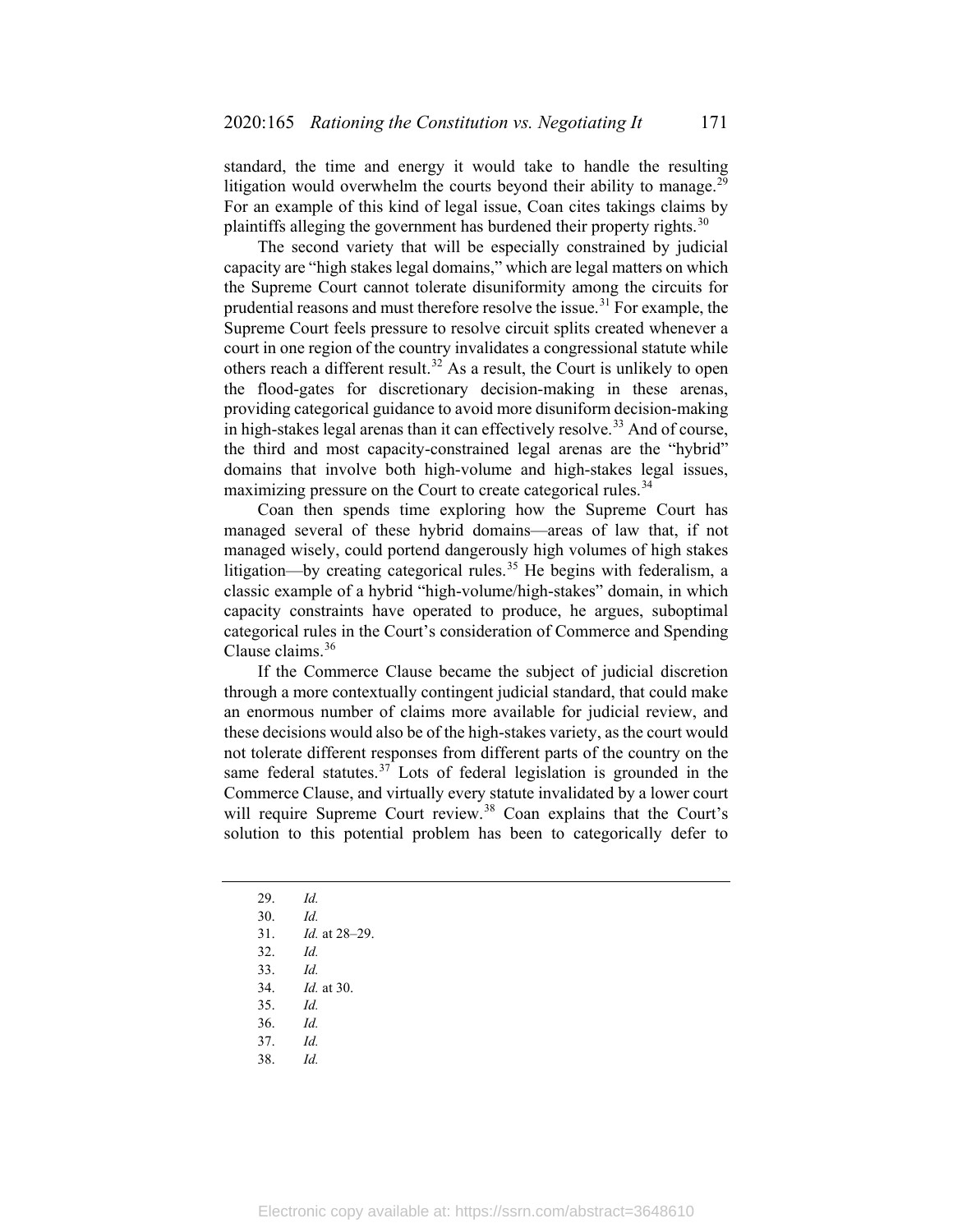standard, the time and energy it would take to handle the resulting litigation would overwhelm the courts beyond their ability to manage.[29] For an example of this kind of legal issue, Coan cites takings claims by plaintiffs alleging the government has burdened their property rights.[30]

The second variety that will be especially constrained by judicial capacity are "high stakes legal domains," which are legal matters on which the Supreme Court cannot tolerate disuniformity among the circuits for prudential reasons and must therefore resolve the issue.[31] For example, the Supreme Court feels pressure to resolve circuit splits created whenever a court in one region of the country invalidates a congressional statute while others reach a different result.[32] As a result, the Court is unlikely to open the flood-gates for discretionary decision-making in these arenas, providing categorical guidance to avoid more disuniform decision-making in high-stakes legal arenas than it can effectively resolve.[33] And of course, the third and most capacity-constrained legal arenas are the "hybrid" domains that involve both high-volume and high-stakes legal issues, maximizing pressure on the Court to create categorical rules.[34]

Coan then spends time exploring how the Supreme Court has managed several of these hybrid domains—areas of law that, if not managed wisely, could portend dangerously high volumes of high stakes litigation—by creating categorical rules.[35] He begins with federalism, a classic example of a hybrid "high-volume/high-stakes" domain, in which capacity constraints have operated to produce, he argues, suboptimal categorical rules in the Court's consideration of Commerce and Spending Clause claims.[36]

If the Commerce Clause became the subject of judicial discretion through a more contextually contingent judicial standard, that could make an enormous number of claims more available for judicial review, and these decisions would also be of the high-stakes variety, as the court would not tolerate different responses from different parts of the country on the same federal statutes.[37] Lots of federal legislation is grounded in the Commerce Clause, and virtually every statute invalidated by a lower court will require Supreme Court review.[38] Coan explains that the Court's solution to this potential problem has been to categorically defer to

---

29. *Id.*
30. *Id.*
31. *Id.* at 28–29.
32. *Id.*
33. *Id.*
34. *Id.* at 30.
35. *Id.*
36. *Id.*
37. *Id.*
38. *Id.*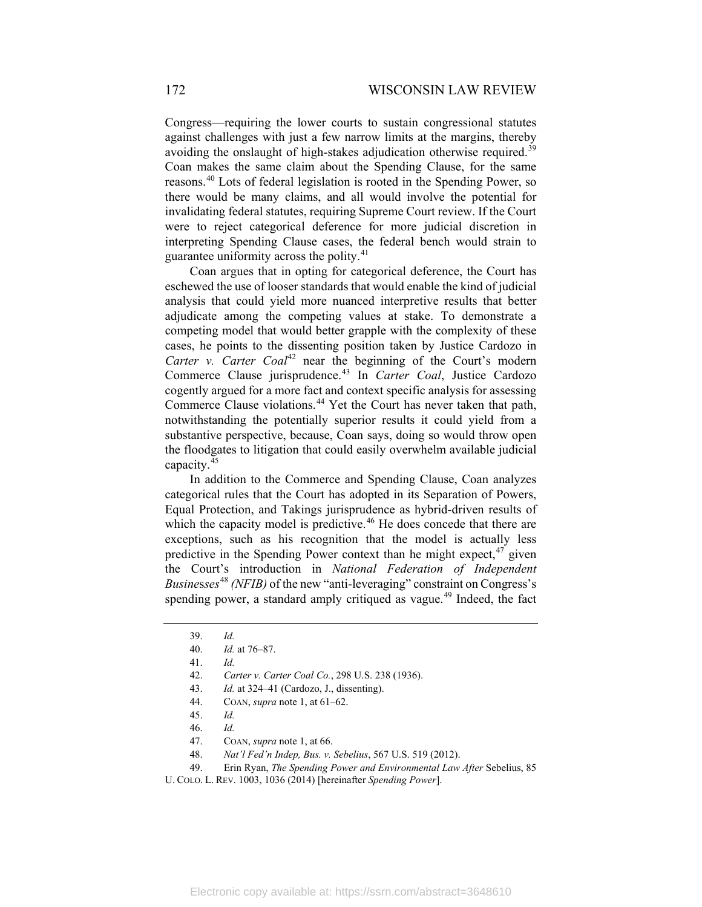Congress—requiring the lower courts to sustain congressional statutes against challenges with just a few narrow limits at the margins, thereby avoiding the onslaught of high-stakes adjudication otherwise required.[39] Coan makes the same claim about the Spending Clause, for the same reasons.[40] Lots of federal legislation is rooted in the Spending Power, so there would be many claims, and all would involve the potential for invalidating federal statutes, requiring Supreme Court review. If the Court were to reject categorical deference for more judicial discretion in interpreting Spending Clause cases, the federal bench would strain to guarantee uniformity across the polity.[41]

Coan argues that in opting for categorical deference, the Court has eschewed the use of looser standards that would enable the kind of judicial analysis that could yield more nuanced interpretive results that better adjudicate among the competing values at stake. To demonstrate a competing model that would better grapple with the complexity of these cases, he points to the dissenting position taken by Justice Cardozo in *Carter v. Carter Coal*[42] near the beginning of the Court's modern Commerce Clause jurisprudence.[43] In *Carter Coal*, Justice Cardozo cogently argued for a more fact and context specific analysis for assessing Commerce Clause violations.[44] Yet the Court has never taken that path, notwithstanding the potentially superior results it could yield from a substantive perspective, because, Coan says, doing so would throw open the floodgates to litigation that could easily overwhelm available judicial capacity.[45]

In addition to the Commerce and Spending Clause, Coan analyzes categorical rules that the Court has adopted in its Separation of Powers, Equal Protection, and Takings jurisprudence as hybrid-driven results of which the capacity model is predictive.[46] He does concede that there are exceptions, such as his recognition that the model is actually less predictive in the Spending Power context than he might expect,[47] given the Court's introduction in *National Federation of Independent Businesses*[48] *(NFIB)* of the new "anti-leveraging" constraint on Congress's spending power, a standard amply critiqued as vague.[49] Indeed, the fact

---

39. *Id.*

40. *Id.* at 76–87.

41. *Id.*

42. *Carter v. Carter Coal Co.*, 298 U.S. 238 (1936).

43. *Id.* at 324–41 (Cardozo, J., dissenting).

44. COAN, *supra* note 1, at 61–62.

45. *Id.*

46. *Id.*

47. COAN, *supra* note 1, at 66.

48. *Nat'l Fed'n Indep, Bus. v. Sebelius*, 567 U.S. 519 (2012).

49. Erin Ryan, *The Spending Power and Environmental Law After* Sebelius, 85 U. COLO. L. REV. 1003, 1036 (2014) [hereinafter *Spending Power*].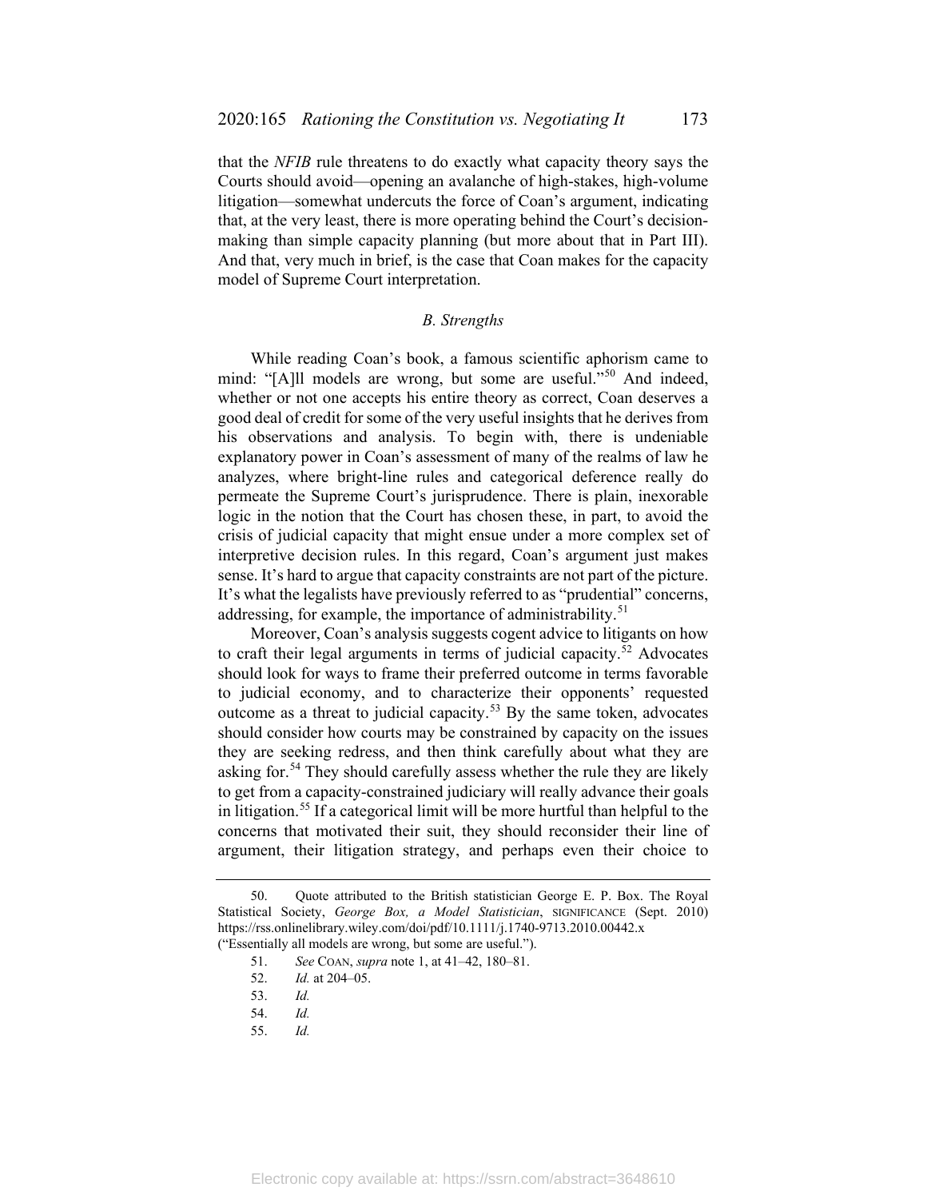that the *NFIB* rule threatens to do exactly what capacity theory says the Courts should avoid—opening an avalanche of high-stakes, high-volume litigation—somewhat undercuts the force of Coan's argument, indicating that, at the very least, there is more operating behind the Court's decision-making than simple capacity planning (but more about that in Part III). And that, very much in brief, is the case that Coan makes for the capacity model of Supreme Court interpretation.

### *B. Strengths*

While reading Coan's book, a famous scientific aphorism came to mind: "[A]ll models are wrong, but some are useful."[50] And indeed, whether or not one accepts his entire theory as correct, Coan deserves a good deal of credit for some of the very useful insights that he derives from his observations and analysis. To begin with, there is undeniable explanatory power in Coan's assessment of many of the realms of law he analyzes, where bright-line rules and categorical deference really do permeate the Supreme Court's jurisprudence. There is plain, inexorable logic in the notion that the Court has chosen these, in part, to avoid the crisis of judicial capacity that might ensue under a more complex set of interpretive decision rules. In this regard, Coan's argument just makes sense. It's hard to argue that capacity constraints are not part of the picture. It's what the legalists have previously referred to as "prudential" concerns, addressing, for example, the importance of administrability.[51]

Moreover, Coan's analysis suggests cogent advice to litigants on how to craft their legal arguments in terms of judicial capacity.[52] Advocates should look for ways to frame their preferred outcome in terms favorable to judicial economy, and to characterize their opponents' requested outcome as a threat to judicial capacity.[53] By the same token, advocates should consider how courts may be constrained by capacity on the issues they are seeking redress, and then think carefully about what they are asking for.[54] They should carefully assess whether the rule they are likely to get from a capacity-constrained judiciary will really advance their goals in litigation.[55] If a categorical limit will be more hurtful than helpful to the concerns that motivated their suit, they should reconsider their line of argument, their litigation strategy, and perhaps even their choice to

---

50. Quote attributed to the British statistician George E. P. Box. The Royal Statistical Society, *George Box, a Model Statistician*, SIGNIFICANCE (Sept. 2010) https://rss.onlinelibrary.wiley.com/doi/pdf/10.1111/j.1740-9713.2010.00442.x ("Essentially all models are wrong, but some are useful.").

51. *See* COAN, *supra* note 1, at 41–42, 180–81.

52. *Id.* at 204–05.

53. *Id.*

54. *Id.*

55. *Id.*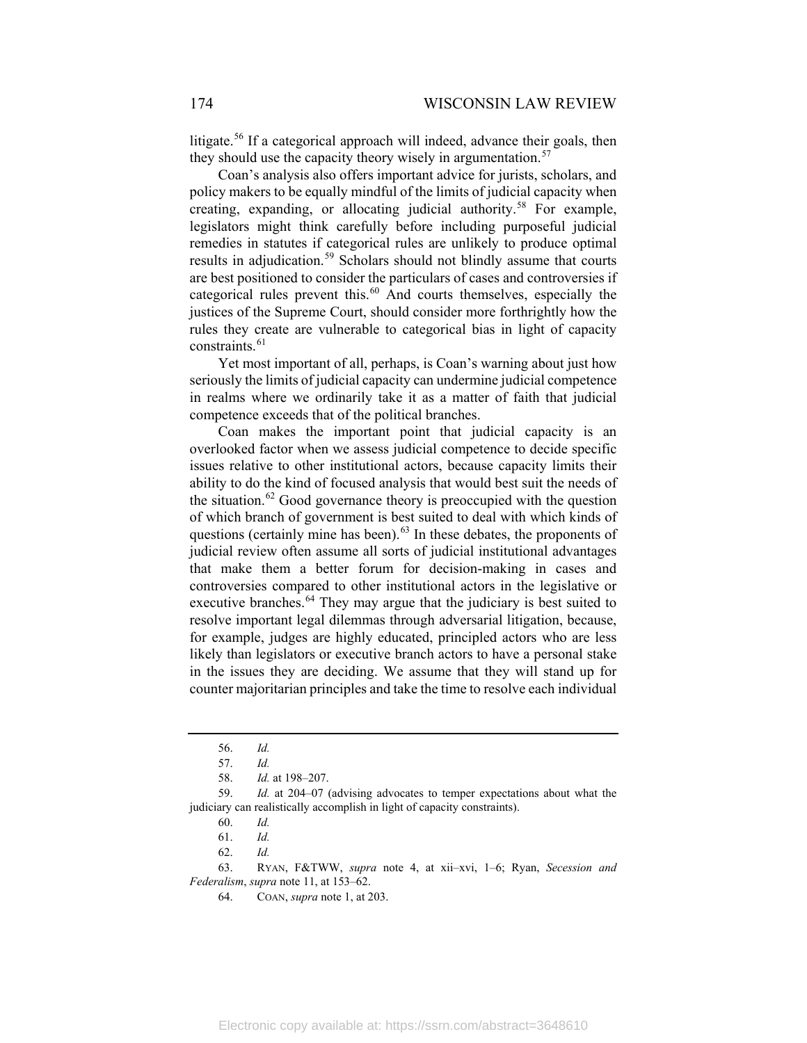litigate.[56] If a categorical approach will indeed, advance their goals, then they should use the capacity theory wisely in argumentation.[57]

Coan's analysis also offers important advice for jurists, scholars, and policy makers to be equally mindful of the limits of judicial capacity when creating, expanding, or allocating judicial authority.[58] For example, legislators might think carefully before including purposeful judicial remedies in statutes if categorical rules are unlikely to produce optimal results in adjudication.[59] Scholars should not blindly assume that courts are best positioned to consider the particulars of cases and controversies if categorical rules prevent this.[60] And courts themselves, especially the justices of the Supreme Court, should consider more forthrightly how the rules they create are vulnerable to categorical bias in light of capacity constraints.[61]

Yet most important of all, perhaps, is Coan's warning about just how seriously the limits of judicial capacity can undermine judicial competence in realms where we ordinarily take it as a matter of faith that judicial competence exceeds that of the political branches.

Coan makes the important point that judicial capacity is an overlooked factor when we assess judicial competence to decide specific issues relative to other institutional actors, because capacity limits their ability to do the kind of focused analysis that would best suit the needs of the situation.[62] Good governance theory is preoccupied with the question of which branch of government is best suited to deal with which kinds of questions (certainly mine has been).[63] In these debates, the proponents of judicial review often assume all sorts of judicial institutional advantages that make them a better forum for decision-making in cases and controversies compared to other institutional actors in the legislative or executive branches.[64] They may argue that the judiciary is best suited to resolve important legal dilemmas through adversarial litigation, because, for example, judges are highly educated, principled actors who are less likely than legislators or executive branch actors to have a personal stake in the issues they are deciding. We assume that they will stand up for counter majoritarian principles and take the time to resolve each individual

---

56. *Id.*

57. *Id.*

58. *Id.* at 198–207.

59. *Id.* at 204–07 (advising advocates to temper expectations about what the judiciary can realistically accomplish in light of capacity constraints).

60. *Id.*

61. *Id.*

62. *Id.*

63. RYAN, F&TWW, *supra* note 4, at xii–xvi, 1–6; Ryan, *Secession and Federalism*, *supra* note 11, at 153–62.

64. COAN, *supra* note 1, at 203.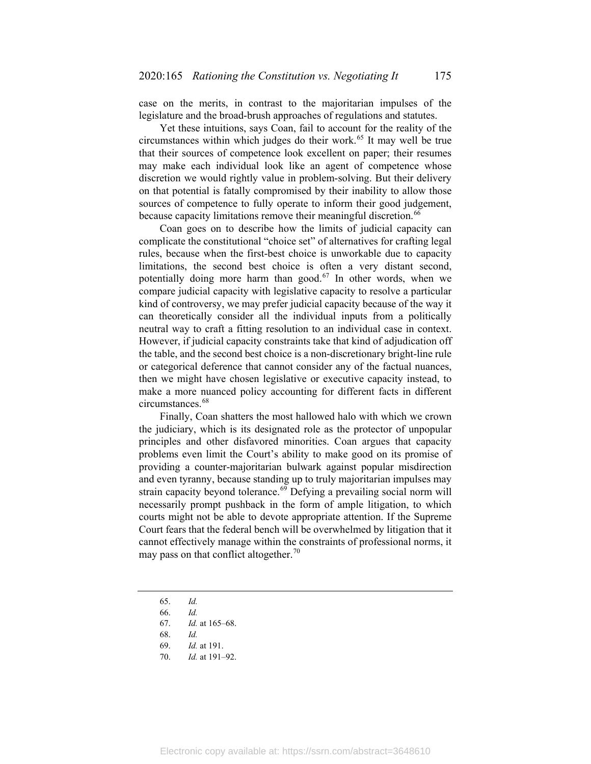case on the merits, in contrast to the majoritarian impulses of the legislature and the broad-brush approaches of regulations and statutes.

Yet these intuitions, says Coan, fail to account for the reality of the circumstances within which judges do their work.[65] It may well be true that their sources of competence look excellent on paper; their resumes may make each individual look like an agent of competence whose discretion we would rightly value in problem-solving. But their delivery on that potential is fatally compromised by their inability to allow those sources of competence to fully operate to inform their good judgement, because capacity limitations remove their meaningful discretion.[66]

Coan goes on to describe how the limits of judicial capacity can complicate the constitutional "choice set" of alternatives for crafting legal rules, because when the first-best choice is unworkable due to capacity limitations, the second best choice is often a very distant second, potentially doing more harm than good.[67] In other words, when we compare judicial capacity with legislative capacity to resolve a particular kind of controversy, we may prefer judicial capacity because of the way it can theoretically consider all the individual inputs from a politically neutral way to craft a fitting resolution to an individual case in context. However, if judicial capacity constraints take that kind of adjudication off the table, and the second best choice is a non-discretionary bright-line rule or categorical deference that cannot consider any of the factual nuances, then we might have chosen legislative or executive capacity instead, to make a more nuanced policy accounting for different facts in different circumstances.[68]

Finally, Coan shatters the most hallowed halo with which we crown the judiciary, which is its designated role as the protector of unpopular principles and other disfavored minorities. Coan argues that capacity problems even limit the Court's ability to make good on its promise of providing a counter-majoritarian bulwark against popular misdirection and even tyranny, because standing up to truly majoritarian impulses may strain capacity beyond tolerance.[69] Defying a prevailing social norm will necessarily prompt pushback in the form of ample litigation, to which courts might not be able to devote appropriate attention. If the Supreme Court fears that the federal bench will be overwhelmed by litigation that it cannot effectively manage within the constraints of professional norms, it may pass on that conflict altogether.[70]

---

65. *Id.*
66. *Id.*
67. *Id.* at 165–68.
68. *Id.*
69. *Id.* at 191.
70. *Id.* at 191–92.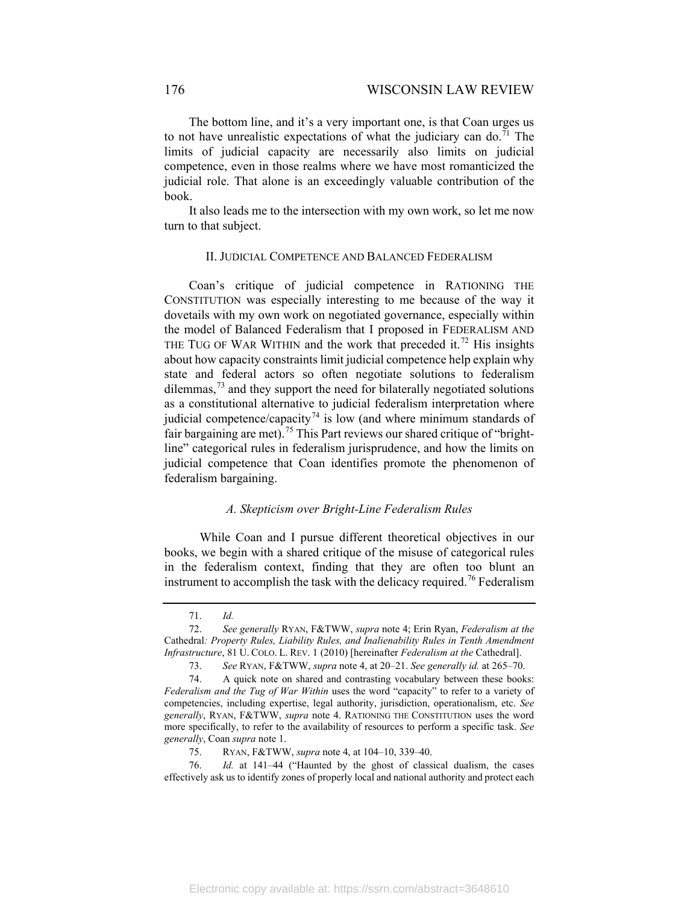The bottom line, and it's a very important one, is that Coan urges us to not have unrealistic expectations of what the judiciary can do.[71] The limits of judicial capacity are necessarily also limits on judicial competence, even in those realms where we have most romanticized the judicial role. That alone is an exceedingly valuable contribution of the book.

It also leads me to the intersection with my own work, so let me now turn to that subject.

## II. JUDICIAL COMPETENCE AND BALANCED FEDERALISM

Coan's critique of judicial competence in RATIONING THE CONSTITUTION was especially interesting to me because of the way it dovetails with my own work on negotiated governance, especially within the model of Balanced Federalism that I proposed in FEDERALISM AND THE TUG OF WAR WITHIN and the work that preceded it.[72] His insights about how capacity constraints limit judicial competence help explain why state and federal actors so often negotiate solutions to federalism dilemmas,[73] and they support the need for bilaterally negotiated solutions as a constitutional alternative to judicial federalism interpretation where judicial competence/capacity[74] is low (and where minimum standards of fair bargaining are met).[75] This Part reviews our shared critique of "bright-line" categorical rules in federalism jurisprudence, and how the limits on judicial competence that Coan identifies promote the phenomenon of federalism bargaining.

### *A. Skepticism over Bright-Line Federalism Rules*

While Coan and I pursue different theoretical objectives in our books, we begin with a shared critique of the misuse of categorical rules in the federalism context, finding that they are often too blunt an instrument to accomplish the task with the delicacy required.[76] Federalism

---

71. *Id.*

72. *See generally* RYAN, F&TWW, *supra* note 4; Erin Ryan, *Federalism at the* Cathedral*: Property Rules, Liability Rules, and Inalienability Rules in Tenth Amendment Infrastructure*, 81 U. COLO. L. REV. 1 (2010) [hereinafter *Federalism at the* Cathedral].

73. *See* RYAN, F&TWW, *supra* note 4, at 20–21. *See generally id.* at 265–70.

74. A quick note on shared and contrasting vocabulary between these books: *Federalism and the Tug of War Within* uses the word "capacity" to refer to a variety of competencies, including expertise, legal authority, jurisdiction, operationalism, etc. *See generally*, RYAN, F&TWW, *supra* note 4. RATIONING THE CONSTITUTION uses the word more specifically, to refer to the availability of resources to perform a specific task. *See generally*, Coan *supra* note 1.

75. RYAN, F&TWW, *supra* note 4, at 104–10, 339–40.

76. *Id.* at 141–44 ("Haunted by the ghost of classical dualism, the cases effectively ask us to identify zones of properly local and national authority and protect each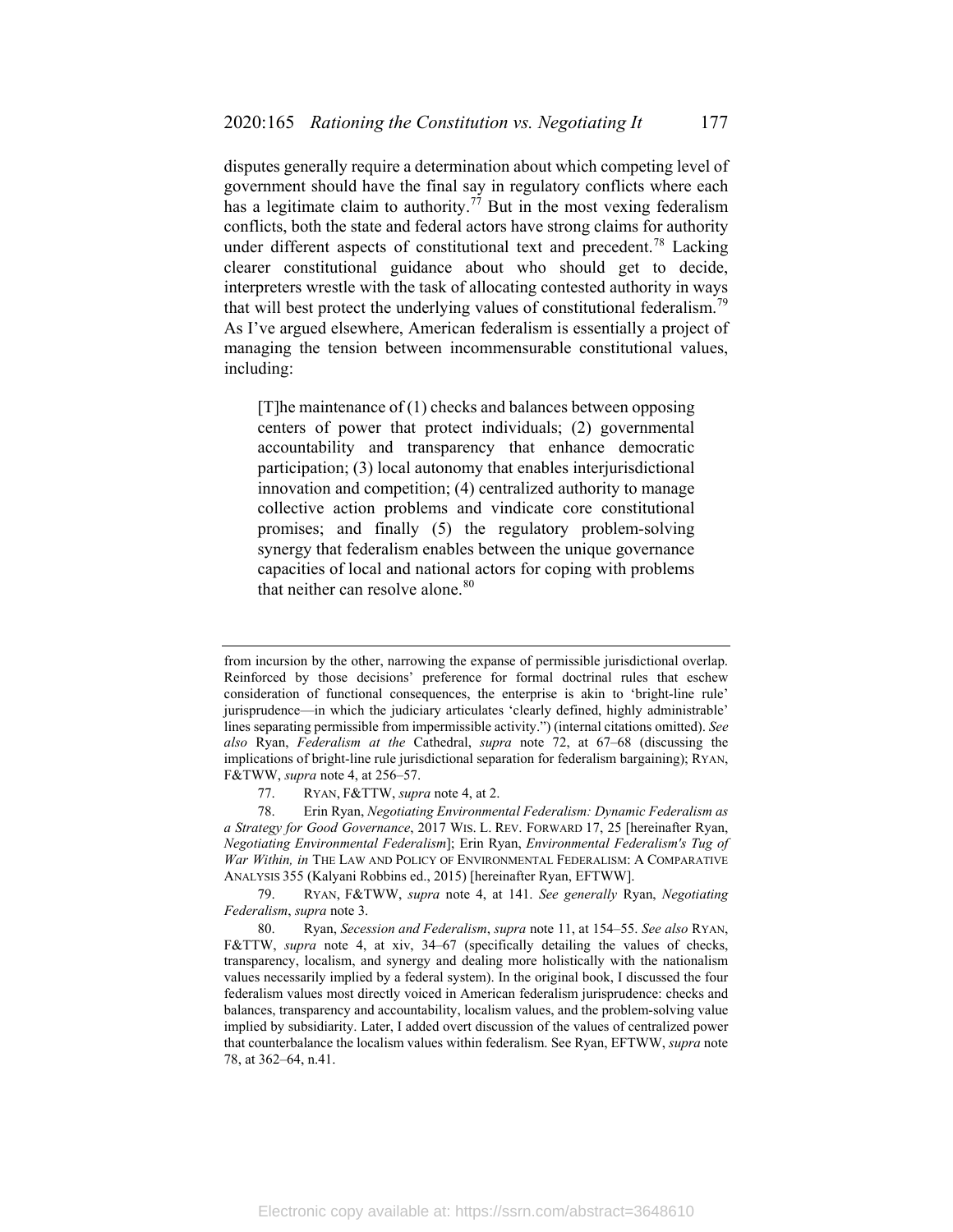disputes generally require a determination about which competing level of government should have the final say in regulatory conflicts where each has a legitimate claim to authority.[77] But in the most vexing federalism conflicts, both the state and federal actors have strong claims for authority under different aspects of constitutional text and precedent.[78] Lacking clearer constitutional guidance about who should get to decide, interpreters wrestle with the task of allocating contested authority in ways that will best protect the underlying values of constitutional federalism.[79] As I've argued elsewhere, American federalism is essentially a project of managing the tension between incommensurable constitutional values, including:

> [T]he maintenance of (1) checks and balances between opposing centers of power that protect individuals; (2) governmental accountability and transparency that enhance democratic participation; (3) local autonomy that enables interjurisdictional innovation and competition; (4) centralized authority to manage collective action problems and vindicate core constitutional promises; and finally (5) the regulatory problem-solving synergy that federalism enables between the unique governance capacities of local and national actors for coping with problems that neither can resolve alone.[80]

---

from incursion by the other, narrowing the expanse of permissible jurisdictional overlap. Reinforced by those decisions' preference for formal doctrinal rules that eschew consideration of functional consequences, the enterprise is akin to 'bright-line rule' jurisprudence—in which the judiciary articulates 'clearly defined, highly administrable' lines separating permissible from impermissible activity.") (internal citations omitted). *See also* Ryan, *Federalism at the* Cathedral, *supra* note 72, at 67–68 (discussing the implications of bright-line rule jurisdictional separation for federalism bargaining); RYAN, F&TWW, *supra* note 4, at 256–57.

77. RYAN, F&TTW, *supra* note 4, at 2.

78. Erin Ryan, *Negotiating Environmental Federalism: Dynamic Federalism as a Strategy for Good Governance*, 2017 WIS. L. REV. FORWARD 17, 25 [hereinafter Ryan, *Negotiating Environmental Federalism*]; Erin Ryan, *Environmental Federalism's Tug of War Within, in* THE LAW AND POLICY OF ENVIRONMENTAL FEDERALISM: A COMPARATIVE ANALYSIS 355 (Kalyani Robbins ed., 2015) [hereinafter Ryan, EFTWW].

79. RYAN, F&TWW, *supra* note 4, at 141. *See generally* Ryan, *Negotiating Federalism*, *supra* note 3.

80. Ryan, *Secession and Federalism*, *supra* note 11, at 154–55. *See also* RYAN, F&TTW, *supra* note 4, at xiv, 34–67 (specifically detailing the values of checks, transparency, localism, and synergy and dealing more holistically with the nationalism values necessarily implied by a federal system). In the original book, I discussed the four federalism values most directly voiced in American federalism jurisprudence: checks and balances, transparency and accountability, localism values, and the problem-solving value implied by subsidiarity. Later, I added overt discussion of the values of centralized power that counterbalance the localism values within federalism. See Ryan, EFTWW, *supra* note 78, at 362–64, n.41.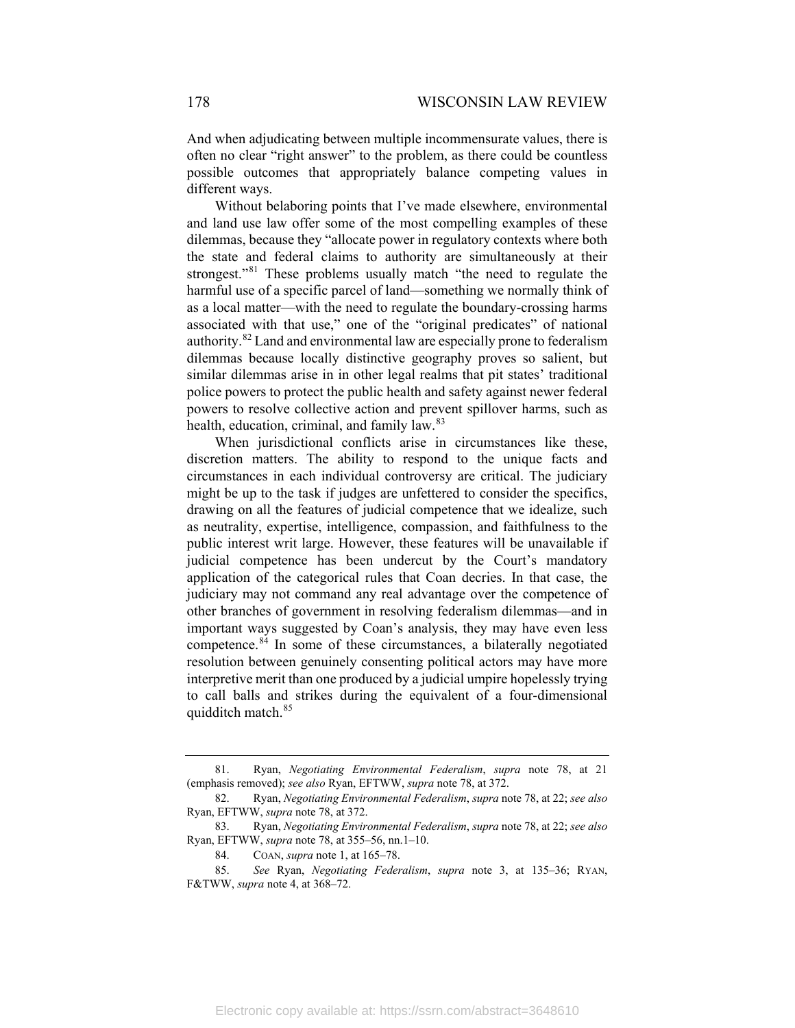And when adjudicating between multiple incommensurate values, there is often no clear "right answer" to the problem, as there could be countless possible outcomes that appropriately balance competing values in different ways.

Without belaboring points that I've made elsewhere, environmental and land use law offer some of the most compelling examples of these dilemmas, because they "allocate power in regulatory contexts where both the state and federal claims to authority are simultaneously at their strongest."[81] These problems usually match "the need to regulate the harmful use of a specific parcel of land—something we normally think of as a local matter—with the need to regulate the boundary-crossing harms associated with that use," one of the "original predicates" of national authority.[82] Land and environmental law are especially prone to federalism dilemmas because locally distinctive geography proves so salient, but similar dilemmas arise in in other legal realms that pit states' traditional police powers to protect the public health and safety against newer federal powers to resolve collective action and prevent spillover harms, such as health, education, criminal, and family law.[83]

When jurisdictional conflicts arise in circumstances like these, discretion matters. The ability to respond to the unique facts and circumstances in each individual controversy are critical. The judiciary might be up to the task if judges are unfettered to consider the specifics, drawing on all the features of judicial competence that we idealize, such as neutrality, expertise, intelligence, compassion, and faithfulness to the public interest writ large. However, these features will be unavailable if judicial competence has been undercut by the Court's mandatory application of the categorical rules that Coan decries. In that case, the judiciary may not command any real advantage over the competence of other branches of government in resolving federalism dilemmas—and in important ways suggested by Coan's analysis, they may have even less competence.[84] In some of these circumstances, a bilaterally negotiated resolution between genuinely consenting political actors may have more interpretive merit than one produced by a judicial umpire hopelessly trying to call balls and strikes during the equivalent of a four-dimensional quidditch match.[85]

---

81. Ryan, *Negotiating Environmental Federalism*, *supra* note 78, at 21 (emphasis removed); *see also* Ryan, EFTWW, *supra* note 78, at 372.

82. Ryan, *Negotiating Environmental Federalism*, *supra* note 78, at 22; *see also* Ryan, EFTWW, *supra* note 78, at 372.

83. Ryan, *Negotiating Environmental Federalism*, *supra* note 78, at 22; *see also* Ryan, EFTWW, *supra* note 78, at 355–56, nn.1–10.

84. COAN, *supra* note 1, at 165–78.

85. *See* Ryan, *Negotiating Federalism*, *supra* note 3, at 135–36; RYAN, F&TWW, *supra* note 4, at 368–72.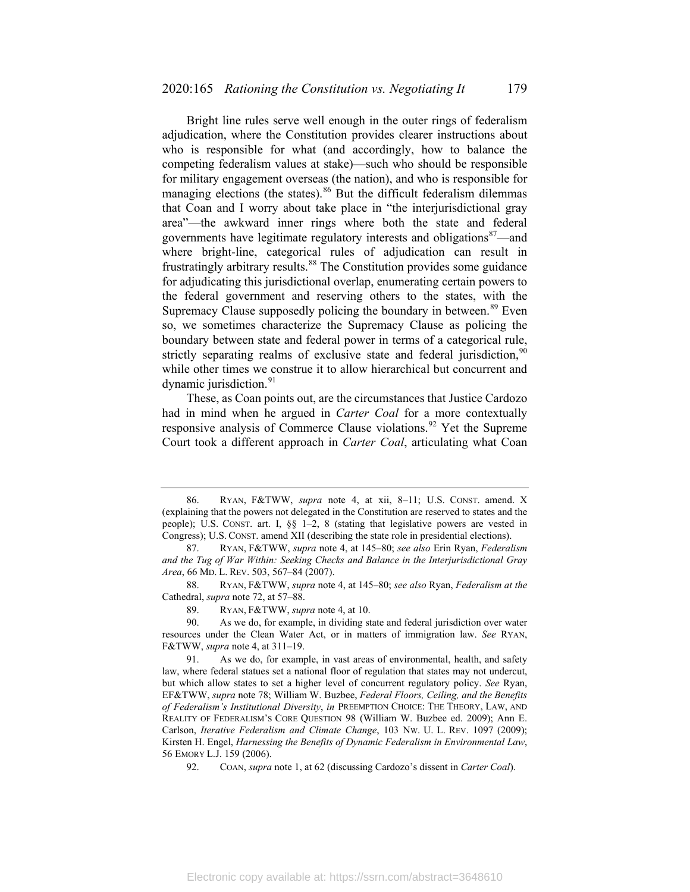Bright line rules serve well enough in the outer rings of federalism adjudication, where the Constitution provides clearer instructions about who is responsible for what (and accordingly, how to balance the competing federalism values at stake)—such who should be responsible for military engagement overseas (the nation), and who is responsible for managing elections (the states).[86] But the difficult federalism dilemmas that Coan and I worry about take place in "the interjurisdictional gray area"—the awkward inner rings where both the state and federal governments have legitimate regulatory interests and obligations[87]—and where bright-line, categorical rules of adjudication can result in frustratingly arbitrary results.[88] The Constitution provides some guidance for adjudicating this jurisdictional overlap, enumerating certain powers to the federal government and reserving others to the states, with the Supremacy Clause supposedly policing the boundary in between.[89] Even so, we sometimes characterize the Supremacy Clause as policing the boundary between state and federal power in terms of a categorical rule, strictly separating realms of exclusive state and federal jurisdiction,[90] while other times we construe it to allow hierarchical but concurrent and dynamic jurisdiction.[91]

These, as Coan points out, are the circumstances that Justice Cardozo had in mind when he argued in *Carter Coal* for a more contextually responsive analysis of Commerce Clause violations.[92] Yet the Supreme Court took a different approach in *Carter Coal*, articulating what Coan

---

86. RYAN, F&TWW, *supra* note 4, at xii, 8–11; U.S. CONST. amend. X (explaining that the powers not delegated in the Constitution are reserved to states and the people); U.S. CONST. art. I, §§ 1–2, 8 (stating that legislative powers are vested in Congress); U.S. CONST. amend XII (describing the state role in presidential elections).

87. RYAN, F&TWW, *supra* note 4, at 145–80; *see also* Erin Ryan, *Federalism and the Tug of War Within: Seeking Checks and Balance in the Interjurisdictional Gray Area*, 66 MD. L. REV. 503, 567–84 (2007).

88. RYAN, F&TWW, *supra* note 4, at 145–80; *see also* Ryan, *Federalism at the* Cathedral, *supra* note 72, at 57–88.

89. RYAN, F&TWW, *supra* note 4, at 10.

90. As we do, for example, in dividing state and federal jurisdiction over water resources under the Clean Water Act, or in matters of immigration law. *See* RYAN, F&TWW, *supra* note 4, at 311–19.

91. As we do, for example, in vast areas of environmental, health, and safety law, where federal statues set a national floor of regulation that states may not undercut, but which allow states to set a higher level of concurrent regulatory policy. *See* Ryan, EF&TWW, *supra* note 78; William W. Buzbee, *Federal Floors, Ceiling, and the Benefits of Federalism's Institutional Diversity*, *in* PREEMPTION CHOICE: THE THEORY, LAW, AND REALITY OF FEDERALISM'S CORE QUESTION 98 (William W. Buzbee ed. 2009); Ann E. Carlson, *Iterative Federalism and Climate Change*, 103 NW. U. L. REV. 1097 (2009); Kirsten H. Engel, *Harnessing the Benefits of Dynamic Federalism in Environmental Law*, 56 EMORY L.J. 159 (2006).

92. COAN, *supra* note 1, at 62 (discussing Cardozo's dissent in *Carter Coal*).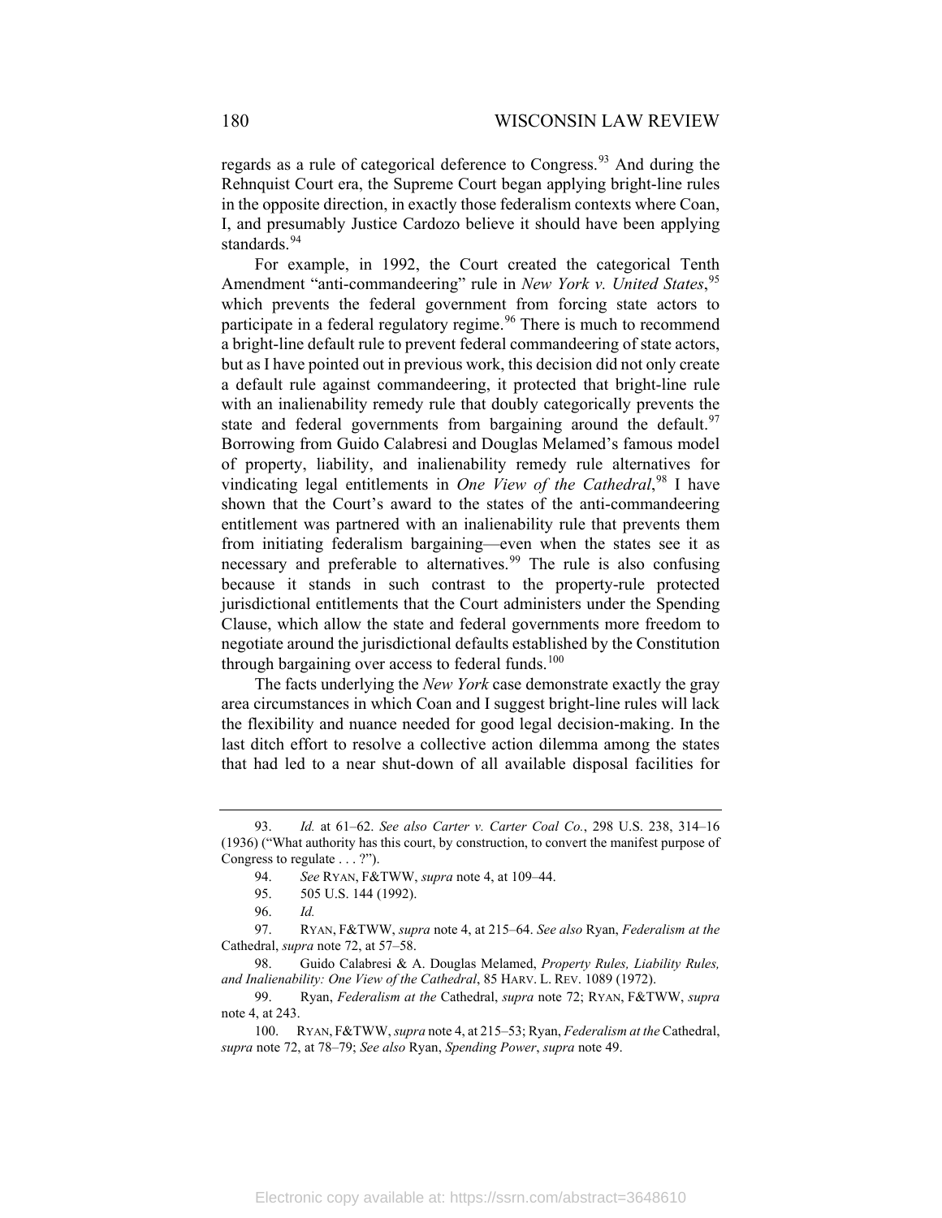regards as a rule of categorical deference to Congress.[93] And during the Rehnquist Court era, the Supreme Court began applying bright-line rules in the opposite direction, in exactly those federalism contexts where Coan, I, and presumably Justice Cardozo believe it should have been applying standards.[94]

For example, in 1992, the Court created the categorical Tenth Amendment "anti-commandeering" rule in *New York v. United States*,[95] which prevents the federal government from forcing state actors to participate in a federal regulatory regime.[96] There is much to recommend a bright-line default rule to prevent federal commandeering of state actors, but as I have pointed out in previous work, this decision did not only create a default rule against commandeering, it protected that bright-line rule with an inalienability remedy rule that doubly categorically prevents the state and federal governments from bargaining around the default.[97] Borrowing from Guido Calabresi and Douglas Melamed's famous model of property, liability, and inalienability remedy rule alternatives for vindicating legal entitlements in *One View of the Cathedral*,[98] I have shown that the Court's award to the states of the anti-commandeering entitlement was partnered with an inalienability rule that prevents them from initiating federalism bargaining—even when the states see it as necessary and preferable to alternatives.[99] The rule is also confusing because it stands in such contrast to the property-rule protected jurisdictional entitlements that the Court administers under the Spending Clause, which allow the state and federal governments more freedom to negotiate around the jurisdictional defaults established by the Constitution through bargaining over access to federal funds.[100]

The facts underlying the *New York* case demonstrate exactly the gray area circumstances in which Coan and I suggest bright-line rules will lack the flexibility and nuance needed for good legal decision-making. In the last ditch effort to resolve a collective action dilemma among the states that had led to a near shut-down of all available disposal facilities for

---

93. *Id.* at 61–62. *See also Carter v. Carter Coal Co.*, 298 U.S. 238, 314–16 (1936) ("What authority has this court, by construction, to convert the manifest purpose of Congress to regulate . . . ?").

94. *See* RYAN, F&TWW, *supra* note 4, at 109–44.

95. 505 U.S. 144 (1992).

96. *Id.*

97. RYAN, F&TWW, *supra* note 4, at 215–64. *See also* Ryan, *Federalism at the* Cathedral, *supra* note 72, at 57–58.

98. Guido Calabresi & A. Douglas Melamed, *Property Rules, Liability Rules, and Inalienability: One View of the Cathedral*, 85 HARV. L. REV. 1089 (1972).

99. Ryan, *Federalism at the* Cathedral, *supra* note 72; RYAN, F&TWW, *supra* note 4, at 243.

100. RYAN, F&TWW, *supra* note 4, at 215–53; Ryan, *Federalism at the* Cathedral, *supra* note 72, at 78–79; *See also* Ryan, *Spending Power*, *supra* note 49.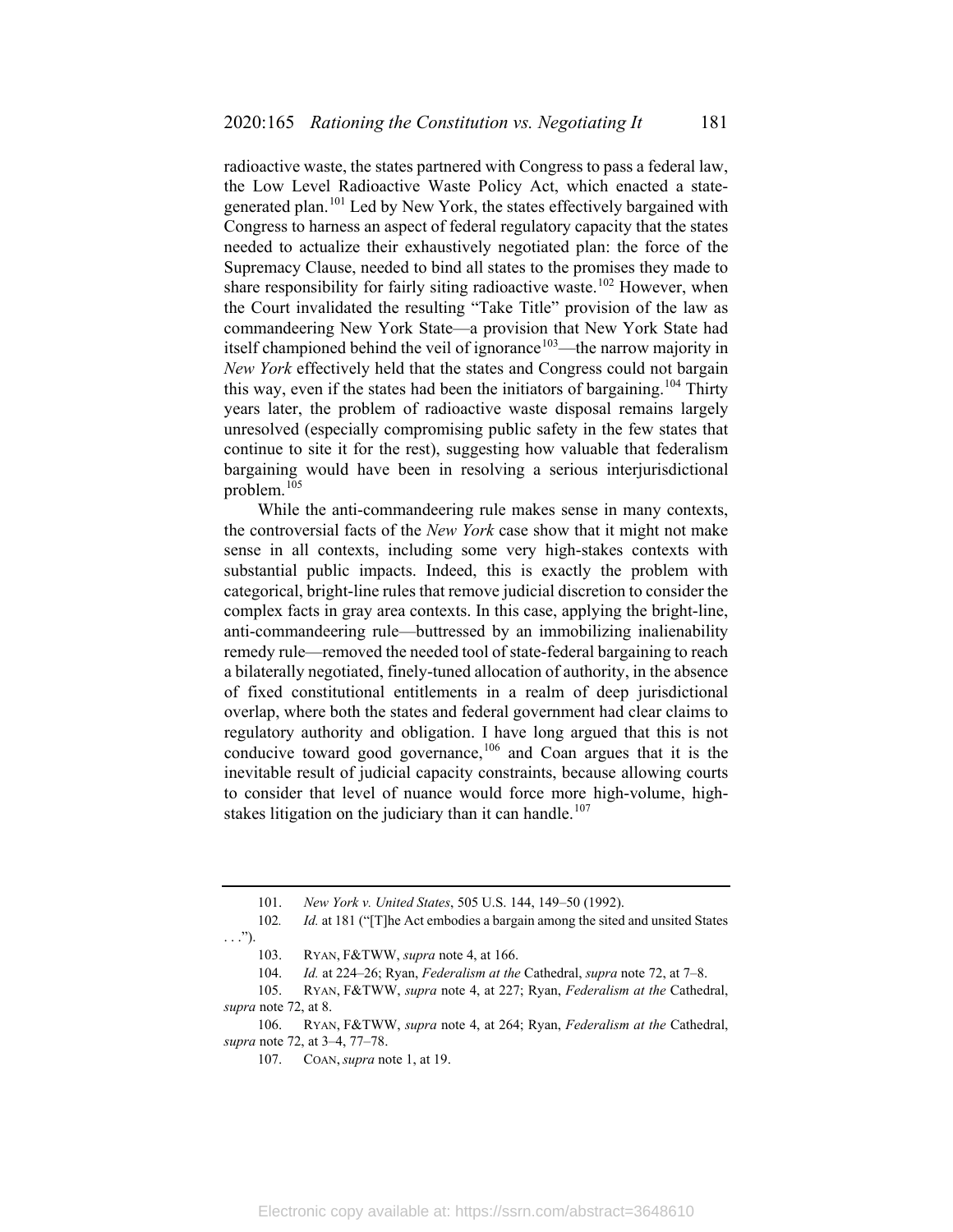radioactive waste, the states partnered with Congress to pass a federal law, the Low Level Radioactive Waste Policy Act, which enacted a state-generated plan.[101] Led by New York, the states effectively bargained with Congress to harness an aspect of federal regulatory capacity that the states needed to actualize their exhaustively negotiated plan: the force of the Supremacy Clause, needed to bind all states to the promises they made to share responsibility for fairly siting radioactive waste.[102] However, when the Court invalidated the resulting "Take Title" provision of the law as commandeering New York State—a provision that New York State had itself championed behind the veil of ignorance[103]—the narrow majority in *New York* effectively held that the states and Congress could not bargain this way, even if the states had been the initiators of bargaining.[104] Thirty years later, the problem of radioactive waste disposal remains largely unresolved (especially compromising public safety in the few states that continue to site it for the rest), suggesting how valuable that federalism bargaining would have been in resolving a serious interjurisdictional problem.[105]

While the anti-commandeering rule makes sense in many contexts, the controversial facts of the *New York* case show that it might not make sense in all contexts, including some very high-stakes contexts with substantial public impacts. Indeed, this is exactly the problem with categorical, bright-line rules that remove judicial discretion to consider the complex facts in gray area contexts. In this case, applying the bright-line, anti-commandeering rule—buttressed by an immobilizing inalienability remedy rule—removed the needed tool of state-federal bargaining to reach a bilaterally negotiated, finely-tuned allocation of authority, in the absence of fixed constitutional entitlements in a realm of deep jurisdictional overlap, where both the states and federal government had clear claims to regulatory authority and obligation. I have long argued that this is not conducive toward good governance,[106] and Coan argues that it is the inevitable result of judicial capacity constraints, because allowing courts to consider that level of nuance would force more high-volume, high-stakes litigation on the judiciary than it can handle.[107]

---

101. *New York v. United States*, 505 U.S. 144, 149–50 (1992).

102. *Id.* at 181 ("[T]he Act embodies a bargain among the sited and unsited States . . .").

103. RYAN, F&TWW, *supra* note 4, at 166.

104. *Id.* at 224–26; Ryan, *Federalism at the* Cathedral, *supra* note 72, at 7–8.

105. RYAN, F&TWW, *supra* note 4, at 227; Ryan, *Federalism at the* Cathedral, *supra* note 72, at 8.

106. RYAN, F&TWW, *supra* note 4, at 264; Ryan, *Federalism at the* Cathedral, *supra* note 72, at 3–4, 77–78.

107. COAN, *supra* note 1, at 19.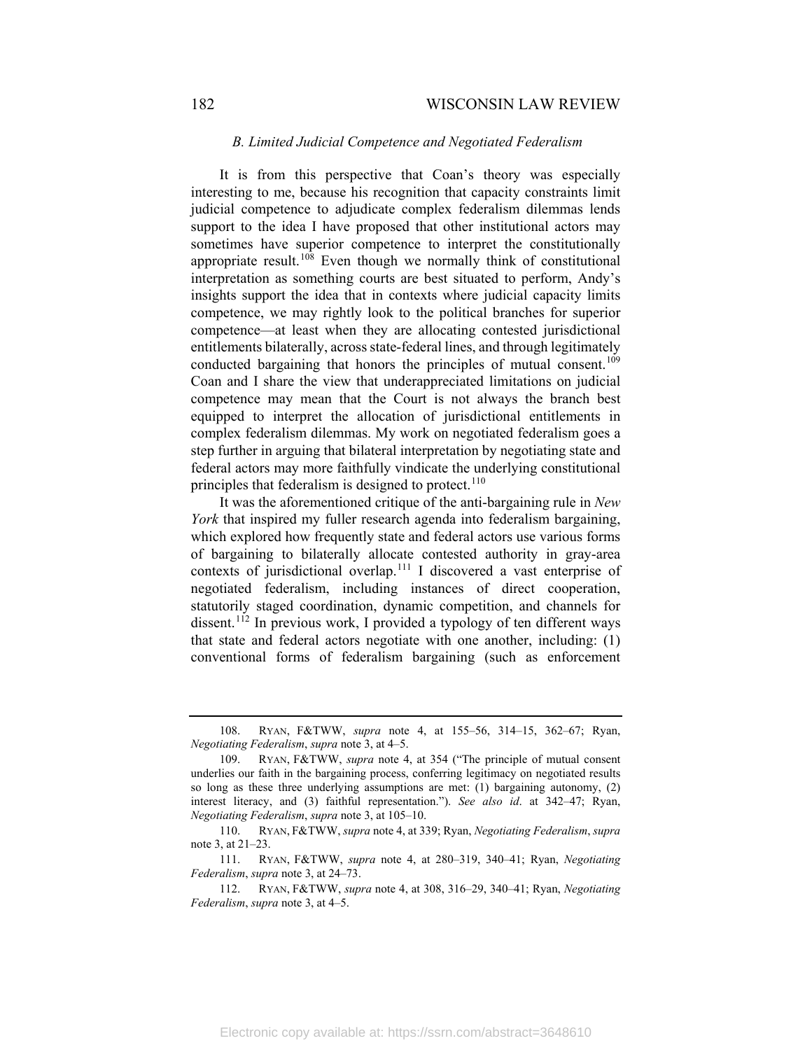### *B. Limited Judicial Competence and Negotiated Federalism*

It is from this perspective that Coan's theory was especially interesting to me, because his recognition that capacity constraints limit judicial competence to adjudicate complex federalism dilemmas lends support to the idea I have proposed that other institutional actors may sometimes have superior competence to interpret the constitutionally appropriate result.[108] Even though we normally think of constitutional interpretation as something courts are best situated to perform, Andy's insights support the idea that in contexts where judicial capacity limits competence, we may rightly look to the political branches for superior competence—at least when they are allocating contested jurisdictional entitlements bilaterally, across state-federal lines, and through legitimately conducted bargaining that honors the principles of mutual consent.[109] Coan and I share the view that underappreciated limitations on judicial competence may mean that the Court is not always the branch best equipped to interpret the allocation of jurisdictional entitlements in complex federalism dilemmas. My work on negotiated federalism goes a step further in arguing that bilateral interpretation by negotiating state and federal actors may more faithfully vindicate the underlying constitutional principles that federalism is designed to protect.[110]

It was the aforementioned critique of the anti-bargaining rule in *New York* that inspired my fuller research agenda into federalism bargaining, which explored how frequently state and federal actors use various forms of bargaining to bilaterally allocate contested authority in gray-area contexts of jurisdictional overlap.[111] I discovered a vast enterprise of negotiated federalism, including instances of direct cooperation, statutorily staged coordination, dynamic competition, and channels for dissent.[112] In previous work, I provided a typology of ten different ways that state and federal actors negotiate with one another, including: (1) conventional forms of federalism bargaining (such as enforcement

---

108. RYAN, F&TWW, *supra* note 4, at 155–56, 314–15, 362–67; Ryan, *Negotiating Federalism*, *supra* note 3, at 4–5.

109. RYAN, F&TWW, *supra* note 4, at 354 ("The principle of mutual consent underlies our faith in the bargaining process, conferring legitimacy on negotiated results so long as these three underlying assumptions are met: (1) bargaining autonomy, (2) interest literacy, and (3) faithful representation."). *See also id*. at 342–47; Ryan, *Negotiating Federalism*, *supra* note 3, at 105–10.

110. RYAN, F&TWW, *supra* note 4, at 339; Ryan, *Negotiating Federalism*, *supra* note 3, at 21–23.

111. RYAN, F&TWW, *supra* note 4, at 280–319, 340–41; Ryan, *Negotiating Federalism*, *supra* note 3, at 24–73.

112. RYAN, F&TWW, *supra* note 4, at 308, 316–29, 340–41; Ryan, *Negotiating Federalism*, *supra* note 3, at 4–5.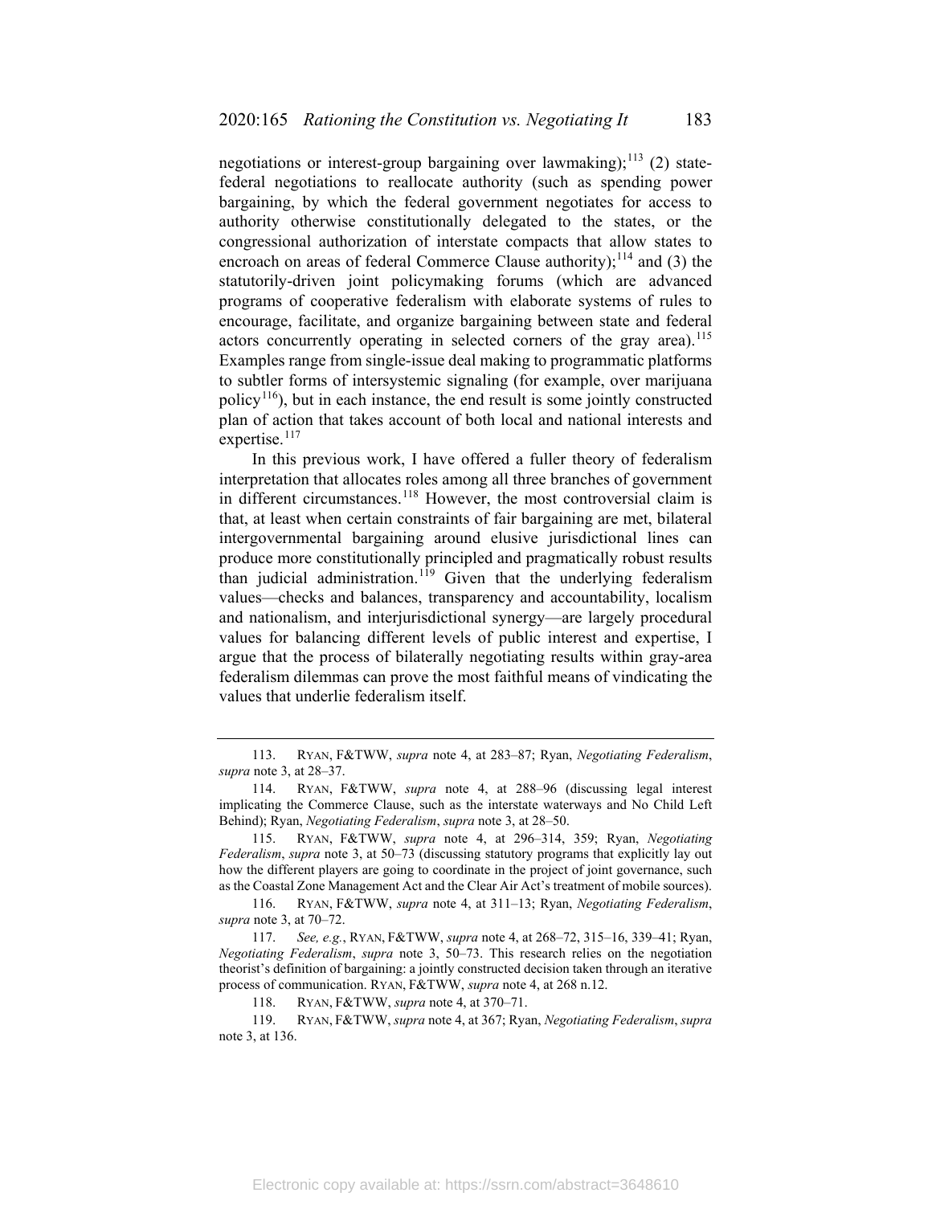negotiations or interest-group bargaining over lawmaking);[113] (2) state-federal negotiations to reallocate authority (such as spending power bargaining, by which the federal government negotiates for access to authority otherwise constitutionally delegated to the states, or the congressional authorization of interstate compacts that allow states to encroach on areas of federal Commerce Clause authority);[114] and (3) the statutorily-driven joint policymaking forums (which are advanced programs of cooperative federalism with elaborate systems of rules to encourage, facilitate, and organize bargaining between state and federal actors concurrently operating in selected corners of the gray area).[115] Examples range from single-issue deal making to programmatic platforms to subtler forms of intersystemic signaling (for example, over marijuana policy[116]), but in each instance, the end result is some jointly constructed plan of action that takes account of both local and national interests and expertise.[117]

In this previous work, I have offered a fuller theory of federalism interpretation that allocates roles among all three branches of government in different circumstances.[118] However, the most controversial claim is that, at least when certain constraints of fair bargaining are met, bilateral intergovernmental bargaining around elusive jurisdictional lines can produce more constitutionally principled and pragmatically robust results than judicial administration.[119] Given that the underlying federalism values—checks and balances, transparency and accountability, localism and nationalism, and interjurisdictional synergy—are largely procedural values for balancing different levels of public interest and expertise, I argue that the process of bilaterally negotiating results within gray-area federalism dilemmas can prove the most faithful means of vindicating the values that underlie federalism itself.

---

113. RYAN, F&TWW, *supra* note 4, at 283–87; Ryan, *Negotiating Federalism*, *supra* note 3, at 28–37.

114. RYAN, F&TWW, *supra* note 4, at 288–96 (discussing legal interest implicating the Commerce Clause, such as the interstate waterways and No Child Left Behind); Ryan, *Negotiating Federalism*, *supra* note 3, at 28–50.

115. RYAN, F&TWW, *supra* note 4, at 296–314, 359; Ryan, *Negotiating Federalism*, *supra* note 3, at 50–73 (discussing statutory programs that explicitly lay out how the different players are going to coordinate in the project of joint governance, such as the Coastal Zone Management Act and the Clear Air Act's treatment of mobile sources).

116. RYAN, F&TWW, *supra* note 4, at 311–13; Ryan, *Negotiating Federalism*, *supra* note 3, at 70–72.

117. *See, e.g.*, RYAN, F&TWW, *supra* note 4, at 268–72, 315–16, 339–41; Ryan, *Negotiating Federalism*, *supra* note 3, 50–73. This research relies on the negotiation theorist's definition of bargaining: a jointly constructed decision taken through an iterative process of communication. RYAN, F&TWW, *supra* note 4, at 268 n.12.

118. RYAN, F&TWW, *supra* note 4, at 370–71.

119. RYAN, F&TWW, *supra* note 4, at 367; Ryan, *Negotiating Federalism*, *supra* note 3, at 136.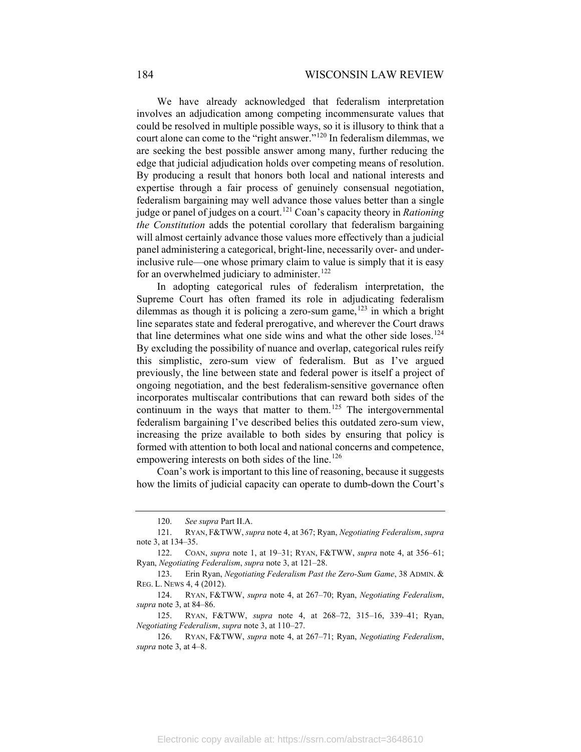We have already acknowledged that federalism interpretation involves an adjudication among competing incommensurate values that could be resolved in multiple possible ways, so it is illusory to think that a court alone can come to the "right answer."[120] In federalism dilemmas, we are seeking the best possible answer among many, further reducing the edge that judicial adjudication holds over competing means of resolution. By producing a result that honors both local and national interests and expertise through a fair process of genuinely consensual negotiation, federalism bargaining may well advance those values better than a single judge or panel of judges on a court.[121] Coan's capacity theory in *Rationing the Constitution* adds the potential corollary that federalism bargaining will almost certainly advance those values more effectively than a judicial panel administering a categorical, bright-line, necessarily over- and under-inclusive rule—one whose primary claim to value is simply that it is easy for an overwhelmed judiciary to administer.[122]

In adopting categorical rules of federalism interpretation, the Supreme Court has often framed its role in adjudicating federalism dilemmas as though it is policing a zero-sum game,[123] in which a bright line separates state and federal prerogative, and wherever the Court draws that line determines what one side wins and what the other side loses.[124] By excluding the possibility of nuance and overlap, categorical rules reify this simplistic, zero-sum view of federalism. But as I've argued previously, the line between state and federal power is itself a project of ongoing negotiation, and the best federalism-sensitive governance often incorporates multiscalar contributions that can reward both sides of the continuum in the ways that matter to them.[125] The intergovernmental federalism bargaining I've described belies this outdated zero-sum view, increasing the prize available to both sides by ensuring that policy is formed with attention to both local and national concerns and competence, empowering interests on both sides of the line.[126]

Coan's work is important to this line of reasoning, because it suggests how the limits of judicial capacity can operate to dumb-down the Court's

---

120. *See supra* Part II.A.

121. RYAN, F&TWW, *supra* note 4, at 367; Ryan, *Negotiating Federalism*, *supra* note 3, at 134–35.

122. COAN, *supra* note 1, at 19–31; RYAN, F&TWW, *supra* note 4, at 356–61; Ryan, *Negotiating Federalism*, *supra* note 3, at 121–28.

123. Erin Ryan, *Negotiating Federalism Past the Zero-Sum Game*, 38 ADMIN. & REG. L. NEWS 4, 4 (2012).

124. RYAN, F&TWW, *supra* note 4, at 267–70; Ryan, *Negotiating Federalism*, *supra* note 3, at 84–86.

125. RYAN, F&TWW, *supra* note 4, at 268–72, 315–16, 339–41; Ryan, *Negotiating Federalism*, *supra* note 3, at 110–27.

126. RYAN, F&TWW, *supra* note 4, at 267–71; Ryan, *Negotiating Federalism*, *supra* note 3, at 4–8.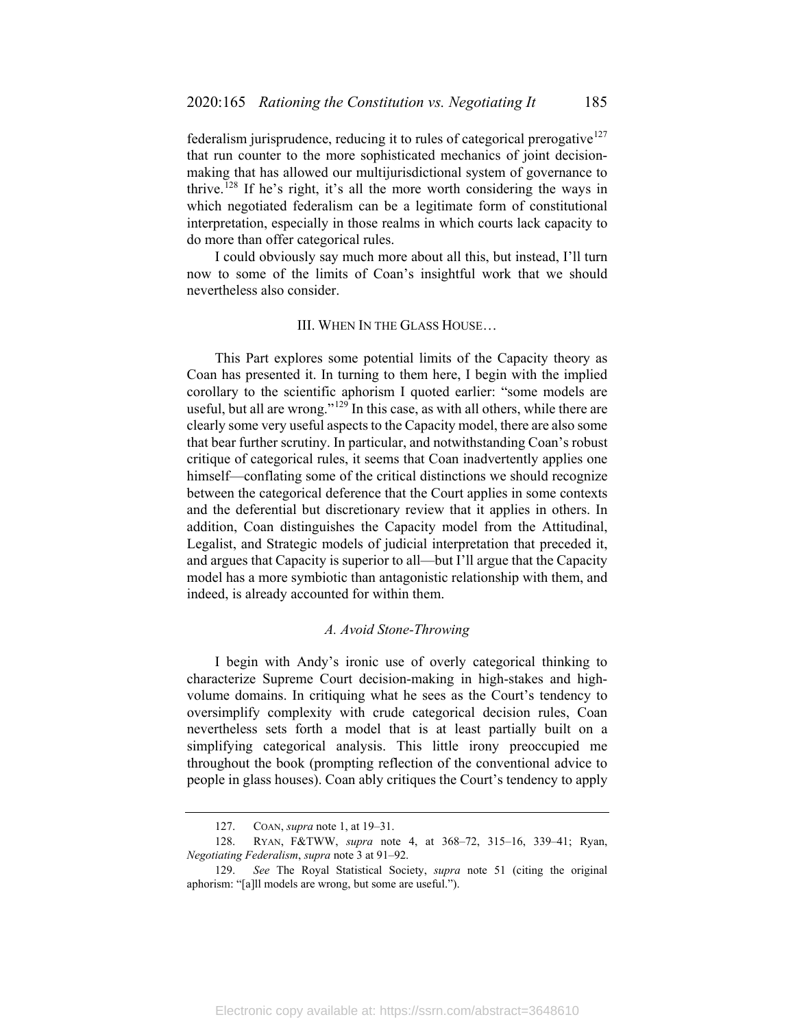federalism jurisprudence, reducing it to rules of categorical prerogative[127] that run counter to the more sophisticated mechanics of joint decision-making that has allowed our multijurisdictional system of governance to thrive.[128] If he's right, it's all the more worth considering the ways in which negotiated federalism can be a legitimate form of constitutional interpretation, especially in those realms in which courts lack capacity to do more than offer categorical rules.

I could obviously say much more about all this, but instead, I'll turn now to some of the limits of Coan's insightful work that we should nevertheless also consider.

## III. WHEN IN THE GLASS HOUSE…

This Part explores some potential limits of the Capacity theory as Coan has presented it. In turning to them here, I begin with the implied corollary to the scientific aphorism I quoted earlier: "some models are useful, but all are wrong."[129] In this case, as with all others, while there are clearly some very useful aspects to the Capacity model, there are also some that bear further scrutiny. In particular, and notwithstanding Coan's robust critique of categorical rules, it seems that Coan inadvertently applies one himself—conflating some of the critical distinctions we should recognize between the categorical deference that the Court applies in some contexts and the deferential but discretionary review that it applies in others. In addition, Coan distinguishes the Capacity model from the Attitudinal, Legalist, and Strategic models of judicial interpretation that preceded it, and argues that Capacity is superior to all—but I'll argue that the Capacity model has a more symbiotic than antagonistic relationship with them, and indeed, is already accounted for within them.

### *A. Avoid Stone-Throwing*

I begin with Andy's ironic use of overly categorical thinking to characterize Supreme Court decision-making in high-stakes and high-volume domains. In critiquing what he sees as the Court's tendency to oversimplify complexity with crude categorical decision rules, Coan nevertheless sets forth a model that is at least partially built on a simplifying categorical analysis. This little irony preoccupied me throughout the book (prompting reflection of the conventional advice to people in glass houses). Coan ably critiques the Court's tendency to apply

---

127. COAN, *supra* note 1, at 19–31.

128. RYAN, F&TWW, *supra* note 4, at 368–72, 315–16, 339–41; Ryan, *Negotiating Federalism*, *supra* note 3 at 91–92.

129. *See* The Royal Statistical Society, *supra* note 51 (citing the original aphorism: "[a]ll models are wrong, but some are useful.").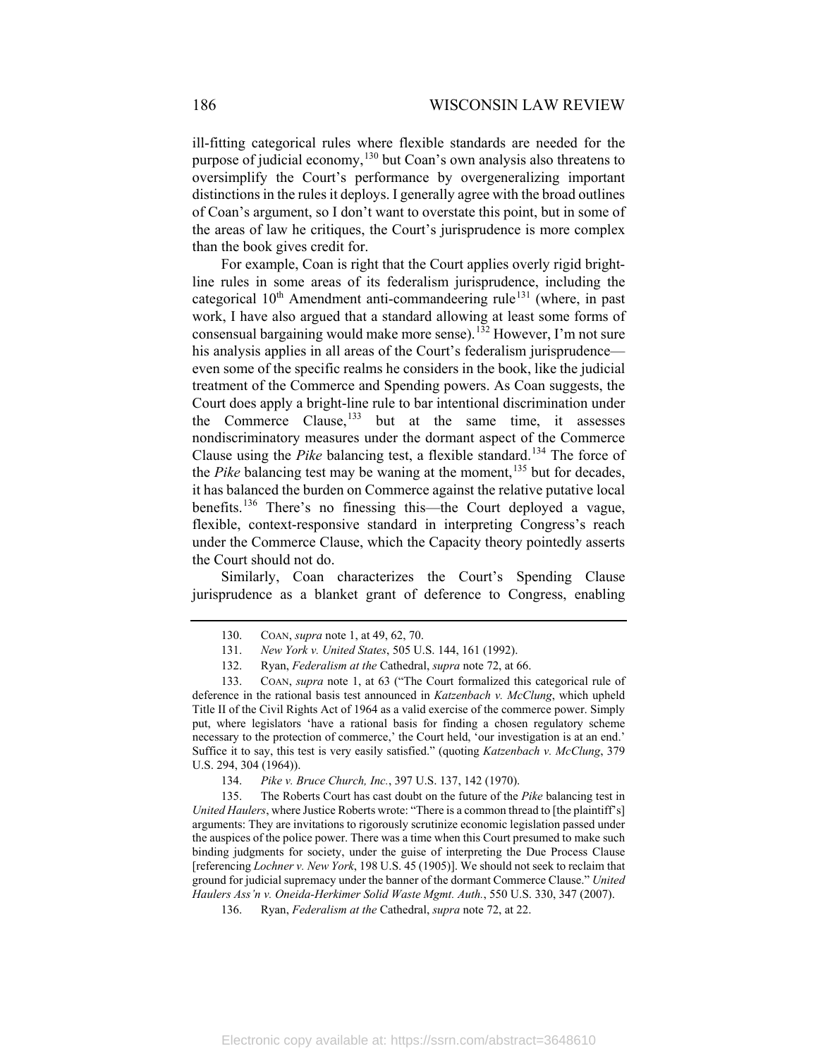ill-fitting categorical rules where flexible standards are needed for the purpose of judicial economy,[130] but Coan's own analysis also threatens to oversimplify the Court's performance by overgeneralizing important distinctions in the rules it deploys. I generally agree with the broad outlines of Coan's argument, so I don't want to overstate this point, but in some of the areas of law he critiques, the Court's jurisprudence is more complex than the book gives credit for.

For example, Coan is right that the Court applies overly rigid bright-line rules in some areas of its federalism jurisprudence, including the categorical 10th Amendment anti-commandeering rule[131] (where, in past work, I have also argued that a standard allowing at least some forms of consensual bargaining would make more sense).[132] However, I'm not sure his analysis applies in all areas of the Court's federalism jurisprudence—even some of the specific realms he considers in the book, like the judicial treatment of the Commerce and Spending powers. As Coan suggests, the Court does apply a bright-line rule to bar intentional discrimination under the Commerce Clause,[133] but at the same time, it assesses nondiscriminatory measures under the dormant aspect of the Commerce Clause using the *Pike* balancing test, a flexible standard.[134] The force of the *Pike* balancing test may be waning at the moment,[135] but for decades, it has balanced the burden on Commerce against the relative putative local benefits.[136] There's no finessing this—the Court deployed a vague, flexible, context-responsive standard in interpreting Congress's reach under the Commerce Clause, which the Capacity theory pointedly asserts the Court should not do.

Similarly, Coan characterizes the Court's Spending Clause jurisprudence as a blanket grant of deference to Congress, enabling

---

130. COAN, *supra* note 1, at 49, 62, 70.

131. *New York v. United States*, 505 U.S. 144, 161 (1992).

132. Ryan, *Federalism at the* Cathedral, *supra* note 72, at 66.

133. COAN, *supra* note 1, at 63 ("The Court formalized this categorical rule of deference in the rational basis test announced in *Katzenbach v. McClung*, which upheld Title II of the Civil Rights Act of 1964 as a valid exercise of the commerce power. Simply put, where legislators 'have a rational basis for finding a chosen regulatory scheme necessary to the protection of commerce,' the Court held, 'our investigation is at an end.' Suffice it to say, this test is very easily satisfied." (quoting *Katzenbach v. McClung*, 379 U.S. 294, 304 (1964)).

134. *Pike v. Bruce Church, Inc.*, 397 U.S. 137, 142 (1970).

135. The Roberts Court has cast doubt on the future of the *Pike* balancing test in *United Haulers*, where Justice Roberts wrote: "There is a common thread to [the plaintiff's] arguments: They are invitations to rigorously scrutinize economic legislation passed under the auspices of the police power. There was a time when this Court presumed to make such binding judgments for society, under the guise of interpreting the Due Process Clause [referencing *Lochner v. New York*, 198 U.S. 45 (1905)]. We should not seek to reclaim that ground for judicial supremacy under the banner of the dormant Commerce Clause." *United Haulers Ass'n v. Oneida-Herkimer Solid Waste Mgmt. Auth.*, 550 U.S. 330, 347 (2007).

136. Ryan, *Federalism at the* Cathedral, *supra* note 72, at 22.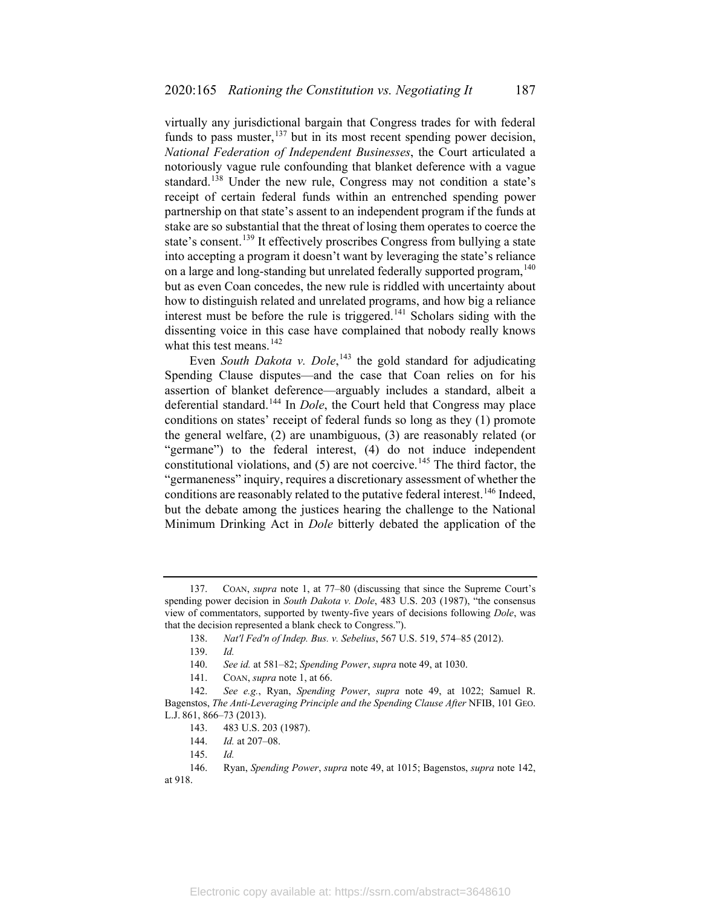virtually any jurisdictional bargain that Congress trades for with federal funds to pass muster,[137] but in its most recent spending power decision, *National Federation of Independent Businesses*, the Court articulated a notoriously vague rule confounding that blanket deference with a vague standard.[138] Under the new rule, Congress may not condition a state's receipt of certain federal funds within an entrenched spending power partnership on that state's assent to an independent program if the funds at stake are so substantial that the threat of losing them operates to coerce the state's consent.[139] It effectively proscribes Congress from bullying a state into accepting a program it doesn't want by leveraging the state's reliance on a large and long-standing but unrelated federally supported program,[140] but as even Coan concedes, the new rule is riddled with uncertainty about how to distinguish related and unrelated programs, and how big a reliance interest must be before the rule is triggered.[141] Scholars siding with the dissenting voice in this case have complained that nobody really knows what this test means.[142]

Even *South Dakota v. Dole*,[143] the gold standard for adjudicating Spending Clause disputes—and the case that Coan relies on for his assertion of blanket deference—arguably includes a standard, albeit a deferential standard.[144] In *Dole*, the Court held that Congress may place conditions on states' receipt of federal funds so long as they (1) promote the general welfare, (2) are unambiguous, (3) are reasonably related (or "germane") to the federal interest, (4) do not induce independent constitutional violations, and (5) are not coercive.[145] The third factor, the "germaneness" inquiry, requires a discretionary assessment of whether the conditions are reasonably related to the putative federal interest.[146] Indeed, but the debate among the justices hearing the challenge to the National Minimum Drinking Act in *Dole* bitterly debated the application of the

---

137. COAN, *supra* note 1, at 77–80 (discussing that since the Supreme Court's spending power decision in *South Dakota v. Dole*, 483 U.S. 203 (1987), "the consensus view of commentators, supported by twenty-five years of decisions following *Dole*, was that the decision represented a blank check to Congress.").

138. *Nat'l Fed'n of Indep. Bus. v. Sebelius*, 567 U.S. 519, 574–85 (2012).

139. *Id.*

140. *See id.* at 581–82; *Spending Power*, *supra* note 49, at 1030.

141. COAN, *supra* note 1, at 66.

142. *See e.g.*, Ryan, *Spending Power*, *supra* note 49, at 1022; Samuel R. Bagenstos, *The Anti-Leveraging Principle and the Spending Clause After* NFIB, 101 GEO. L.J. 861, 866–73 (2013).

143. 483 U.S. 203 (1987).

144. *Id.* at 207–08.

145. *Id.*

146. Ryan, *Spending Power*, *supra* note 49, at 1015; Bagenstos, *supra* note 142, at 918.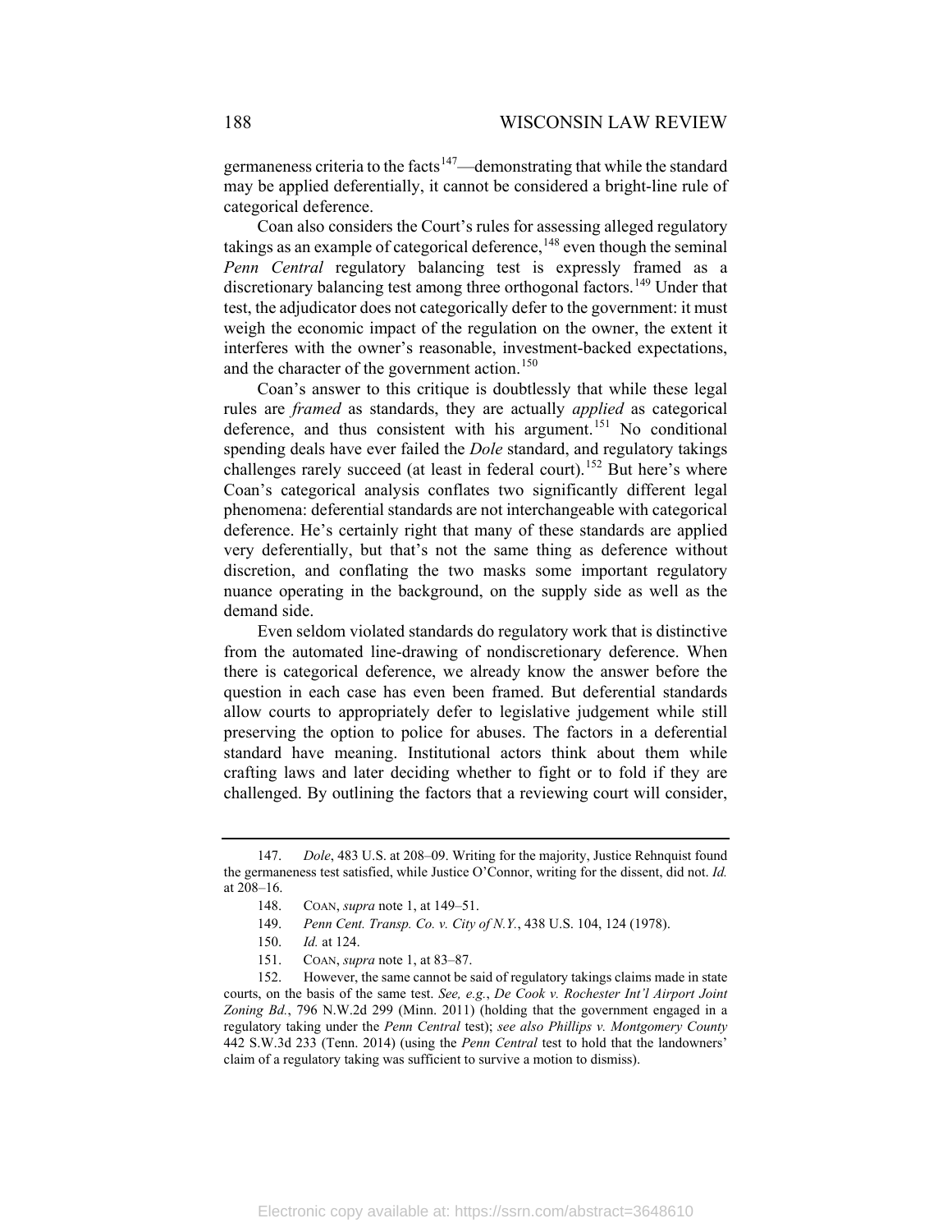germaneness criteria to the facts[147]—demonstrating that while the standard may be applied deferentially, it cannot be considered a bright-line rule of categorical deference.

Coan also considers the Court's rules for assessing alleged regulatory takings as an example of categorical deference,[148] even though the seminal *Penn Central* regulatory balancing test is expressly framed as a discretionary balancing test among three orthogonal factors.[149] Under that test, the adjudicator does not categorically defer to the government: it must weigh the economic impact of the regulation on the owner, the extent it interferes with the owner's reasonable, investment-backed expectations, and the character of the government action.[150]

Coan's answer to this critique is doubtlessly that while these legal rules are *framed* as standards, they are actually *applied* as categorical deference, and thus consistent with his argument.[151] No conditional spending deals have ever failed the *Dole* standard, and regulatory takings challenges rarely succeed (at least in federal court).[152] But here's where Coan's categorical analysis conflates two significantly different legal phenomena: deferential standards are not interchangeable with categorical deference. He's certainly right that many of these standards are applied very deferentially, but that's not the same thing as deference without discretion, and conflating the two masks some important regulatory nuance operating in the background, on the supply side as well as the demand side.

Even seldom violated standards do regulatory work that is distinctive from the automated line-drawing of nondiscretionary deference. When there is categorical deference, we already know the answer before the question in each case has even been framed. But deferential standards allow courts to appropriately defer to legislative judgement while still preserving the option to police for abuses. The factors in a deferential standard have meaning. Institutional actors think about them while crafting laws and later deciding whether to fight or to fold if they are challenged. By outlining the factors that a reviewing court will consider,

---

147. *Dole*, 483 U.S. at 208–09. Writing for the majority, Justice Rehnquist found the germaneness test satisfied, while Justice O'Connor, writing for the dissent, did not. *Id.* at 208–16.

148. COAN, *supra* note 1, at 149–51.

149. *Penn Cent. Transp. Co. v. City of N.Y.*, 438 U.S. 104, 124 (1978).

150. *Id.* at 124.

151. COAN, *supra* note 1, at 83–87.

152. However, the same cannot be said of regulatory takings claims made in state courts, on the basis of the same test. *See, e.g.*, *De Cook v. Rochester Int'l Airport Joint Zoning Bd.*, 796 N.W.2d 299 (Minn. 2011) (holding that the government engaged in a regulatory taking under the *Penn Central* test); *see also Phillips v. Montgomery County* 442 S.W.3d 233 (Tenn. 2014) (using the *Penn Central* test to hold that the landowners' claim of a regulatory taking was sufficient to survive a motion to dismiss).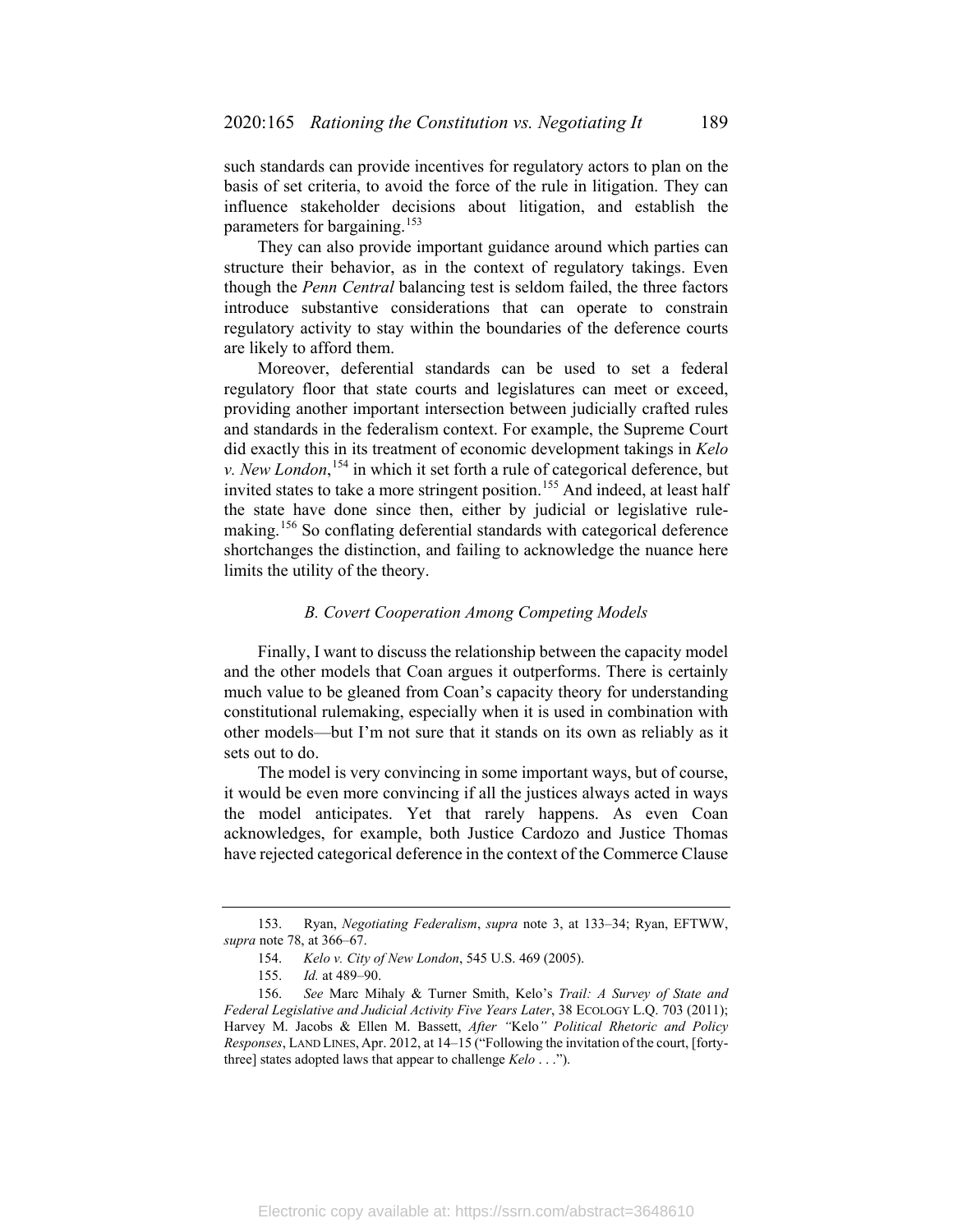such standards can provide incentives for regulatory actors to plan on the basis of set criteria, to avoid the force of the rule in litigation. They can influence stakeholder decisions about litigation, and establish the parameters for bargaining.[153]

They can also provide important guidance around which parties can structure their behavior, as in the context of regulatory takings. Even though the *Penn Central* balancing test is seldom failed, the three factors introduce substantive considerations that can operate to constrain regulatory activity to stay within the boundaries of the deference courts are likely to afford them.

Moreover, deferential standards can be used to set a federal regulatory floor that state courts and legislatures can meet or exceed, providing another important intersection between judicially crafted rules and standards in the federalism context. For example, the Supreme Court did exactly this in its treatment of economic development takings in *Kelo v. New London*,[154] in which it set forth a rule of categorical deference, but invited states to take a more stringent position.[155] And indeed, at least half the state have done since then, either by judicial or legislative rule-making.[156] So conflating deferential standards with categorical deference shortchanges the distinction, and failing to acknowledge the nuance here limits the utility of the theory.

### *B. Covert Cooperation Among Competing Models*

Finally, I want to discuss the relationship between the capacity model and the other models that Coan argues it outperforms. There is certainly much value to be gleaned from Coan's capacity theory for understanding constitutional rulemaking, especially when it is used in combination with other models—but I'm not sure that it stands on its own as reliably as it sets out to do.

The model is very convincing in some important ways, but of course, it would be even more convincing if all the justices always acted in ways the model anticipates. Yet that rarely happens. As even Coan acknowledges, for example, both Justice Cardozo and Justice Thomas have rejected categorical deference in the context of the Commerce Clause

---

153. Ryan, *Negotiating Federalism*, *supra* note 3, at 133–34; Ryan, EFTWW, *supra* note 78, at 366–67.

154. *Kelo v. City of New London*, 545 U.S. 469 (2005).

155. *Id.* at 489–90.

156. *See* Marc Mihaly & Turner Smith, Kelo's *Trail: A Survey of State and Federal Legislative and Judicial Activity Five Years Later*, 38 ECOLOGY L.Q. 703 (2011); Harvey M. Jacobs & Ellen M. Bassett, *After "*Kelo*" Political Rhetoric and Policy Responses*, LAND LINES, Apr. 2012, at 14–15 ("Following the invitation of the court, [forty-three] states adopted laws that appear to challenge *Kelo* . . .").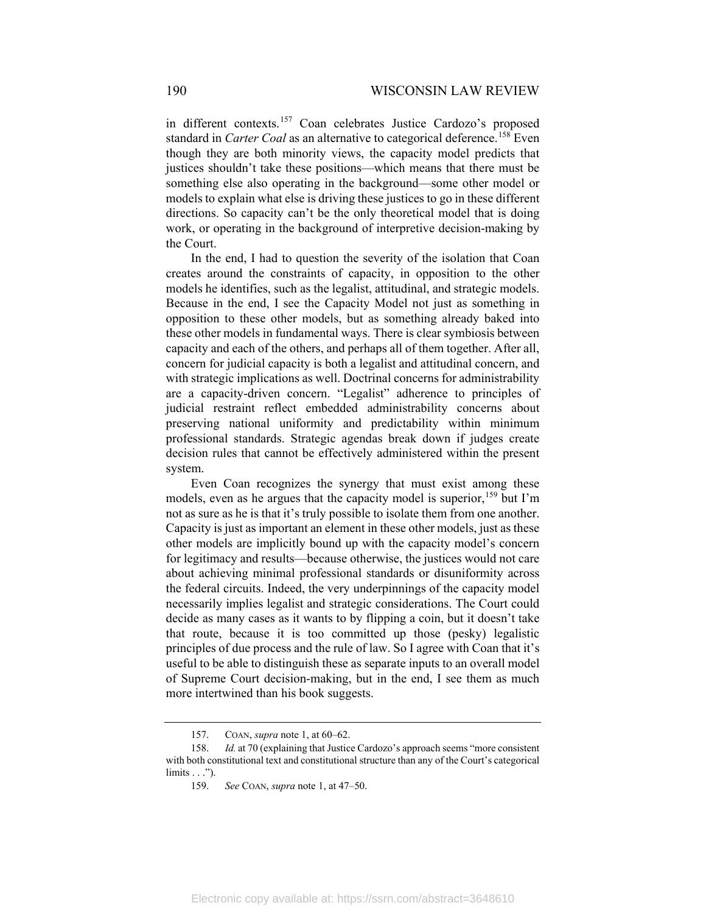in different contexts.[157] Coan celebrates Justice Cardozo's proposed standard in *Carter Coal* as an alternative to categorical deference.[158] Even though they are both minority views, the capacity model predicts that justices shouldn't take these positions—which means that there must be something else also operating in the background—some other model or models to explain what else is driving these justices to go in these different directions. So capacity can't be the only theoretical model that is doing work, or operating in the background of interpretive decision-making by the Court.

In the end, I had to question the severity of the isolation that Coan creates around the constraints of capacity, in opposition to the other models he identifies, such as the legalist, attitudinal, and strategic models. Because in the end, I see the Capacity Model not just as something in opposition to these other models, but as something already baked into these other models in fundamental ways. There is clear symbiosis between capacity and each of the others, and perhaps all of them together. After all, concern for judicial capacity is both a legalist and attitudinal concern, and with strategic implications as well. Doctrinal concerns for administrability are a capacity-driven concern. "Legalist" adherence to principles of judicial restraint reflect embedded administrability concerns about preserving national uniformity and predictability within minimum professional standards. Strategic agendas break down if judges create decision rules that cannot be effectively administered within the present system.

Even Coan recognizes the synergy that must exist among these models, even as he argues that the capacity model is superior,[159] but I'm not as sure as he is that it's truly possible to isolate them from one another. Capacity is just as important an element in these other models, just as these other models are implicitly bound up with the capacity model's concern for legitimacy and results—because otherwise, the justices would not care about achieving minimal professional standards or disuniformity across the federal circuits. Indeed, the very underpinnings of the capacity model necessarily implies legalist and strategic considerations. The Court could decide as many cases as it wants to by flipping a coin, but it doesn't take that route, because it is too committed up those (pesky) legalistic principles of due process and the rule of law. So I agree with Coan that it's useful to be able to distinguish these as separate inputs to an overall model of Supreme Court decision-making, but in the end, I see them as much more intertwined than his book suggests.

---

157. COAN, *supra* note 1, at 60–62.

158. *Id.* at 70 (explaining that Justice Cardozo's approach seems "more consistent with both constitutional text and constitutional structure than any of the Court's categorical limits . . .").

159. *See* COAN, *supra* note 1, at 47–50.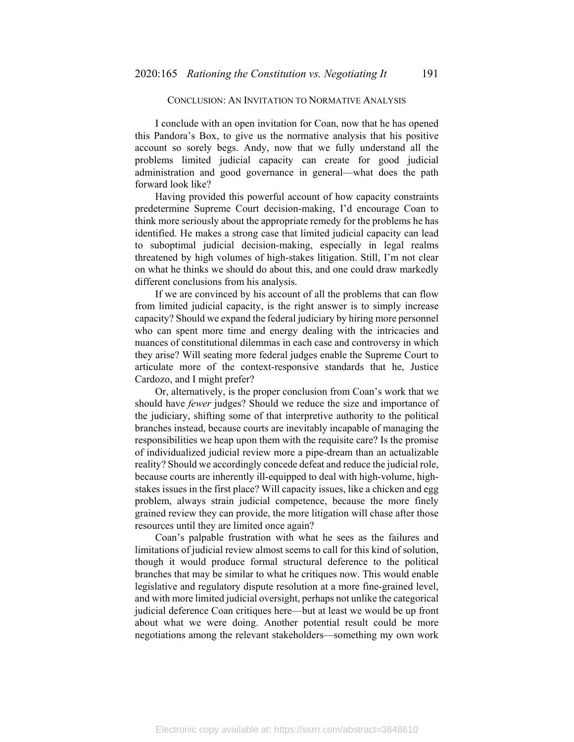## CONCLUSION: AN INVITATION TO NORMATIVE ANALYSIS

I conclude with an open invitation for Coan, now that he has opened this Pandora's Box, to give us the normative analysis that his positive account so sorely begs. Andy, now that we fully understand all the problems limited judicial capacity can create for good judicial administration and good governance in general—what does the path forward look like?

Having provided this powerful account of how capacity constraints predetermine Supreme Court decision-making, I'd encourage Coan to think more seriously about the appropriate remedy for the problems he has identified. He makes a strong case that limited judicial capacity can lead to suboptimal judicial decision-making, especially in legal realms threatened by high volumes of high-stakes litigation. Still, I'm not clear on what he thinks we should do about this, and one could draw markedly different conclusions from his analysis.

If we are convinced by his account of all the problems that can flow from limited judicial capacity, is the right answer is to simply increase capacity? Should we expand the federal judiciary by hiring more personnel who can spent more time and energy dealing with the intricacies and nuances of constitutional dilemmas in each case and controversy in which they arise? Will seating more federal judges enable the Supreme Court to articulate more of the context-responsive standards that he, Justice Cardozo, and I might prefer?

Or, alternatively, is the proper conclusion from Coan's work that we should have *fewer* judges? Should we reduce the size and importance of the judiciary, shifting some of that interpretive authority to the political branches instead, because courts are inevitably incapable of managing the responsibilities we heap upon them with the requisite care? Is the promise of individualized judicial review more a pipe-dream than an actualizable reality? Should we accordingly concede defeat and reduce the judicial role, because courts are inherently ill-equipped to deal with high-volume, high-stakes issues in the first place? Will capacity issues, like a chicken and egg problem, always strain judicial competence, because the more finely grained review they can provide, the more litigation will chase after those resources until they are limited once again?

Coan's palpable frustration with what he sees as the failures and limitations of judicial review almost seems to call for this kind of solution, though it would produce formal structural deference to the political branches that may be similar to what he critiques now. This would enable legislative and regulatory dispute resolution at a more fine-grained level, and with more limited judicial oversight, perhaps not unlike the categorical judicial deference Coan critiques here—but at least we would be up front about what we were doing. Another potential result could be more negotiations among the relevant stakeholders—something my own work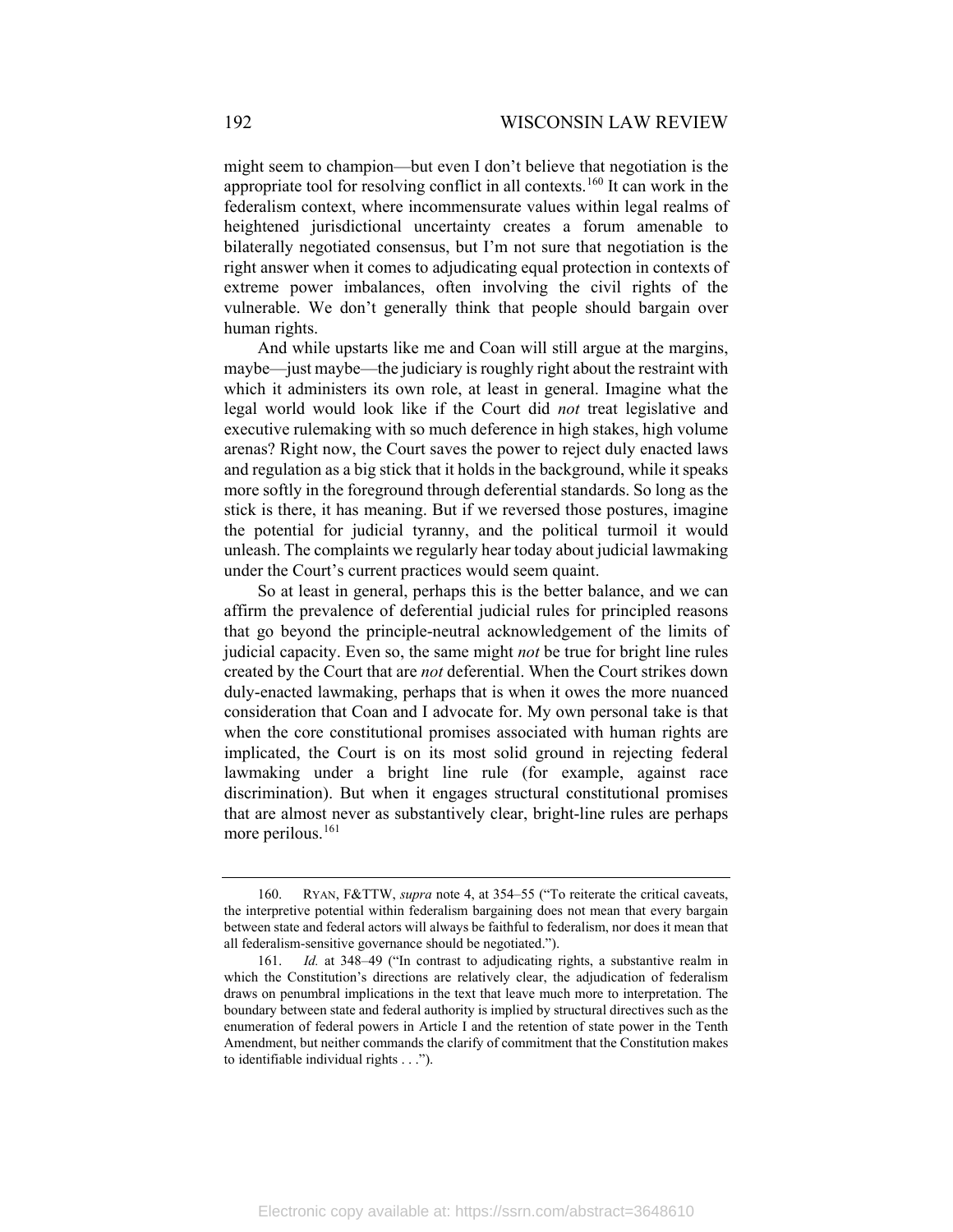might seem to champion—but even I don't believe that negotiation is the appropriate tool for resolving conflict in all contexts.[160] It can work in the federalism context, where incommensurate values within legal realms of heightened jurisdictional uncertainty creates a forum amenable to bilaterally negotiated consensus, but I'm not sure that negotiation is the right answer when it comes to adjudicating equal protection in contexts of extreme power imbalances, often involving the civil rights of the vulnerable. We don't generally think that people should bargain over human rights.

And while upstarts like me and Coan will still argue at the margins, maybe—just maybe—the judiciary is roughly right about the restraint with which it administers its own role, at least in general. Imagine what the legal world would look like if the Court did *not* treat legislative and executive rulemaking with so much deference in high stakes, high volume arenas? Right now, the Court saves the power to reject duly enacted laws and regulation as a big stick that it holds in the background, while it speaks more softly in the foreground through deferential standards. So long as the stick is there, it has meaning. But if we reversed those postures, imagine the potential for judicial tyranny, and the political turmoil it would unleash. The complaints we regularly hear today about judicial lawmaking under the Court's current practices would seem quaint.

So at least in general, perhaps this is the better balance, and we can affirm the prevalence of deferential judicial rules for principled reasons that go beyond the principle-neutral acknowledgement of the limits of judicial capacity. Even so, the same might *not* be true for bright line rules created by the Court that are *not* deferential. When the Court strikes down duly-enacted lawmaking, perhaps that is when it owes the more nuanced consideration that Coan and I advocate for. My own personal take is that when the core constitutional promises associated with human rights are implicated, the Court is on its most solid ground in rejecting federal lawmaking under a bright line rule (for example, against race discrimination). But when it engages structural constitutional promises that are almost never as substantively clear, bright-line rules are perhaps more perilous.[161]

---

160. RYAN, F&TTW, *supra* note 4, at 354–55 ("To reiterate the critical caveats, the interpretive potential within federalism bargaining does not mean that every bargain between state and federal actors will always be faithful to federalism, nor does it mean that all federalism-sensitive governance should be negotiated.").

161. *Id.* at 348–49 ("In contrast to adjudicating rights, a substantive realm in which the Constitution's directions are relatively clear, the adjudication of federalism draws on penumbral implications in the text that leave much more to interpretation. The boundary between state and federal authority is implied by structural directives such as the enumeration of federal powers in Article I and the retention of state power in the Tenth Amendment, but neither commands the clarify of commitment that the Constitution makes to identifiable individual rights . . .").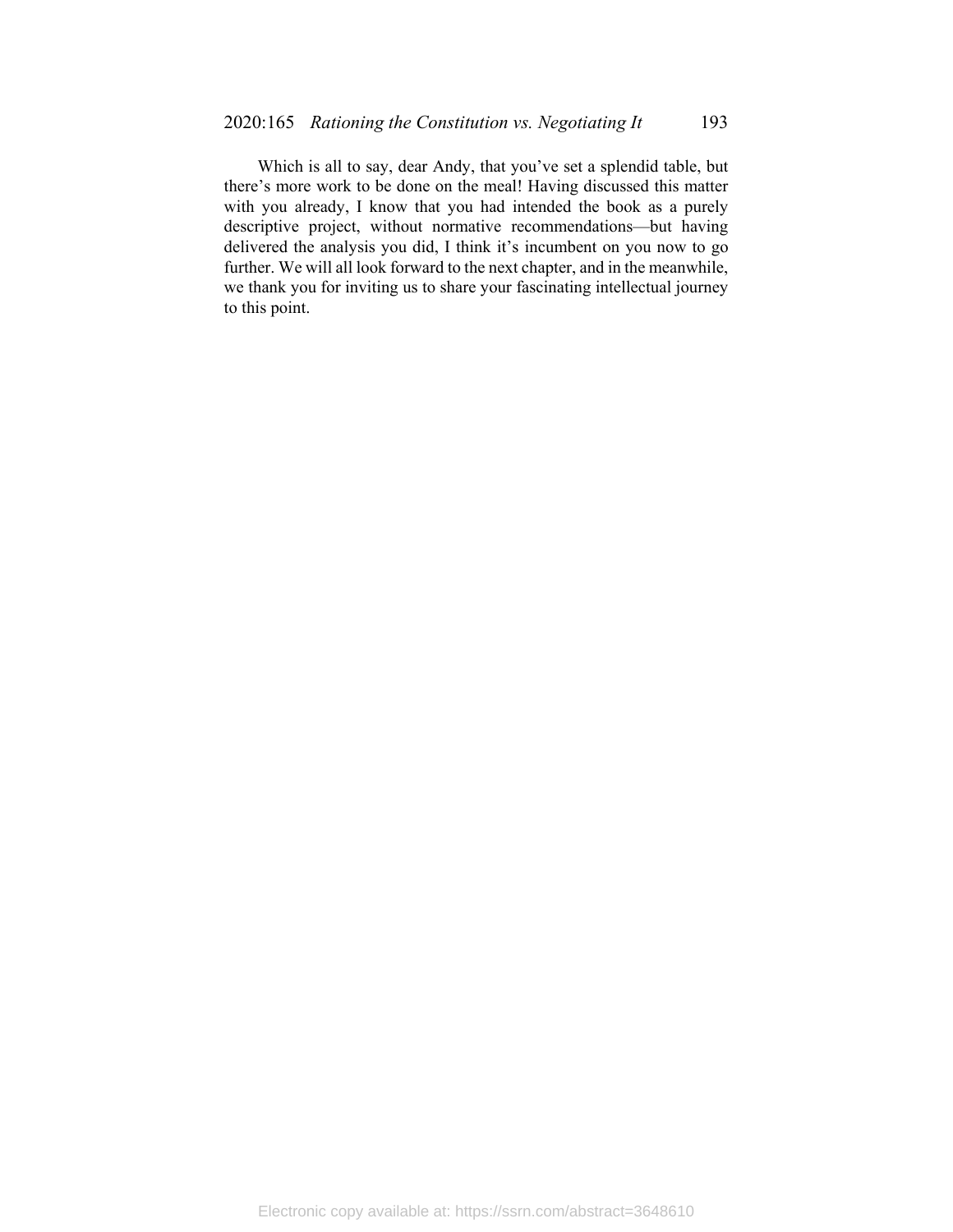Which is all to say, dear Andy, that you've set a splendid table, but there's more work to be done on the meal! Having discussed this matter with you already, I know that you had intended the book as a purely descriptive project, without normative recommendations—but having delivered the analysis you did, I think it's incumbent on you now to go further. We will all look forward to the next chapter, and in the meanwhile, we thank you for inviting us to share your fascinating intellectual journey to this point.